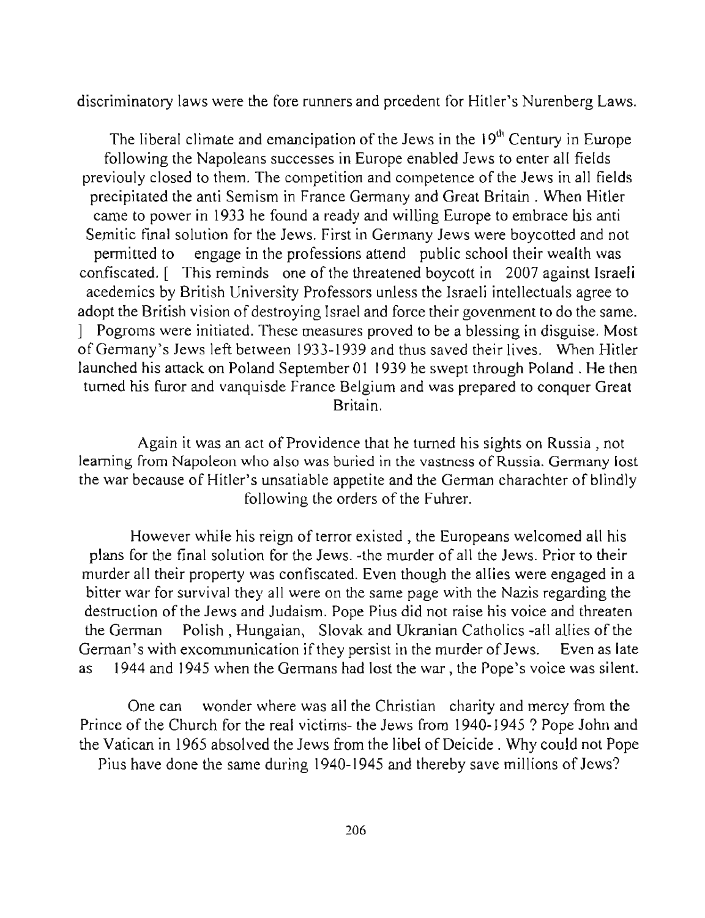discriminatory laws were the fore runners and prcedent for Hitler's Nurenberg Laws.

The liberal climate and emancipation of the Jews in the 19th Century in Europe following the Napoleans successes in Europe enabled Jews to enter all fields previouly closed to them. The competition and competence of the Jews in all fields precipitated the anti Semism in France Germany and Great Britain . When Hitler came to power in 1933 he found a ready and willing Europe to embrace his anti Semitic final solution for the Jews. First in Germany Jews were boycotted and not permitted to engage in the professions attend public school their wealth was confiscated. [ This reminds one of the threatened boycott in 2007 against Israeli acedemics by British University Professors unless the Israeli intellectuals agree to adopt the British vision of destroying Israel and force their govenment to do the same. ] Pogroms were initiated. These measures proved to be a blessing in disguise. Most of Germany's Jews left between 1933-1939 and thus saved their lives. When Hitler launched his attack on Poland September 01 1939 he swept through Poland . He then turned his furor and vanquisde France Belgium and was prepared to conquer Great Britain.

Again it was an act of Providence that he turned his sights on Russia , not learning from Napoleon who also was buried in the vastness of Russia. Germany lost the war because of Hitler's unsatiable appetite and the German charachter of blindly following the orders of the Fuhrer.

However while his reign of terror existed , the Europeans welcomed all his plans for the final solution for the Jews. -the murder of all the Jews. Prior to their murder all their property was confiscated. Even though the allies were engaged in a bitter war for survival they all were on the same page with the Nazis regarding the destruction of the Jews and Judaism. Pope Pius did not raise his voice and threaten the German Polish , Hungaian, Slovak and Ukranian Catholics -all allies of the German's with excommunication if they persist in the murder of Jews. Even as late as 1944 and 1945 when the Germans had lost the war , the Pope's voice was silent.

One can wonder where was all the Christian charity and mercy from the Prince of the Church for the real victims- the Jews from 1940-1945 ? Pope John and the Vatican in 1965 absolved the Jews from the libel of Deicide . Why could not Pope Pius have done the same during 1940-1945 and thereby save millions of Jews?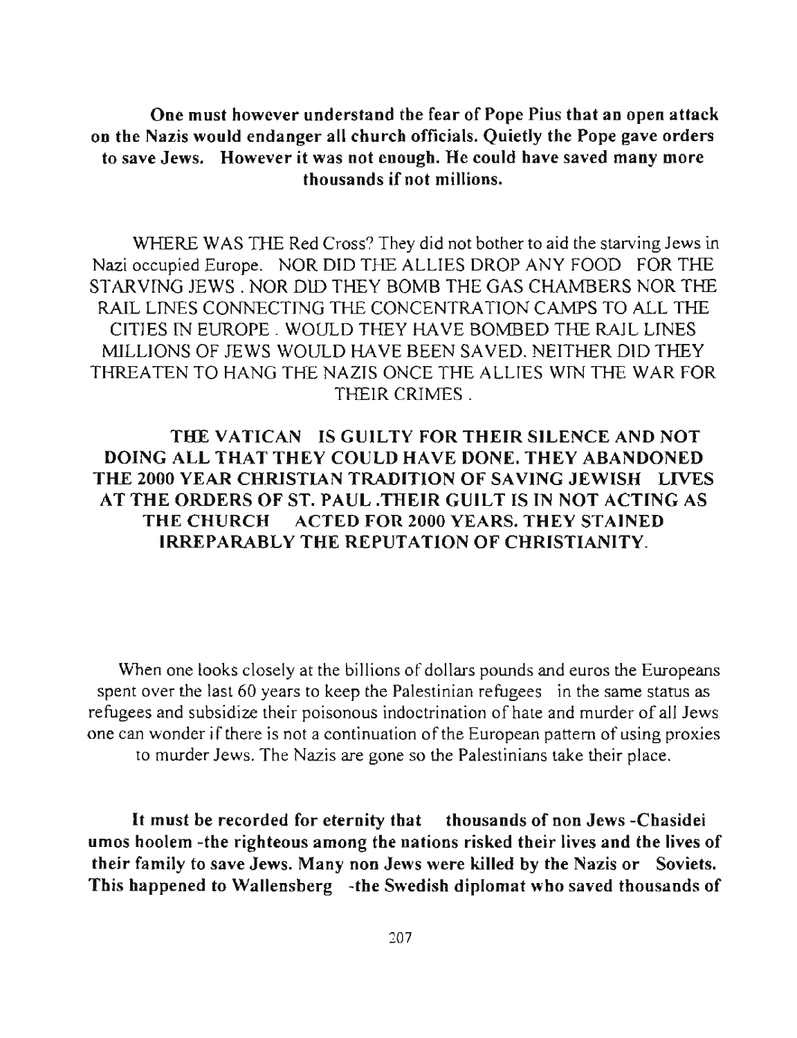**One must however understand the fear of Pope Pius that an open attack on the Nazis would endanger all church officials. Quietly the Pope gave orders to save Jews. However it was not enough. He could have saved many more thousands if not millions.**

WHERE WAS THE Red Cross? They did not bother to aid the starving Jews in Nazi occupied Europe. NOR DID THE ALLIES DROP ANY FOOD FOR THE STARVING JEWS . NOR DID THEY BOMB THE GAS CHAMBERS NOR THE RAIL LINES CONNECTING THE CONCENTRATION CAMPS TO ALL THE CITIES IN EUROPE . WOULD THEY HAVE BOMBED THE RAIL LINES MILLIONS OF JEWS WOULD HAVE BEEN SAVED. NEITHER DID THEY THREATEN TO HANG THE NAZIS ONCE THE ALLIES WIN THE WAR FOR THEIR CRIMES .

**THE VATICAN IS GUILTY FOR THEIR SILENCE AND NOT DOING ALL THAT THEY COULD HAVE DONE. THEY ABANDONED THE 2000 YEAR CHRISTIAN TRADITION OF SAVING JEWISH LIVES AT THE ORDERS OF ST. PAUL .THEIR GUILT IS IN NOT ACTING AS THE CHURCH ACTED FOR 2000 YEARS. THEY STAINED IRREPARABLY THE REPUTATION OF CHRISTIANITY.**

When one looks closely at the billions of dollars pounds and euros the Europeans spent over the last 60 years to keep the Palestinian refugees in the same status as refugees and subsidize their poisonous indoctrination of hate and murder of all Jews one can wonder if there is not a continuation of the European pattern of using proxies to murder Jews. The Nazis are gone so the Palestinians take their place.

**It must be recorded for eternity that thousands of non Jews -Chasidei umos hoolem -the righteous among the nations risked their lives and the lives of their family to save Jews. Many non Jews were killed by the Nazis or Soviets. This happened to Wallensberg -the Swedish diplomat who saved thousands of**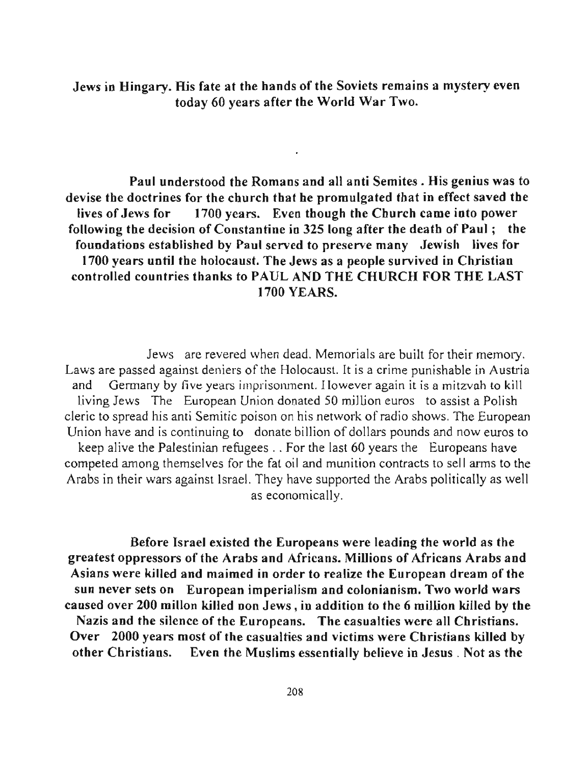**Jews in Hingary. His fate at the hands of the Soviets remains a mystery even today 60 years after the World War Two.**

**Paul understood the Romans and all anti Semites . His genius was to devise the doctrines for the church that he promulgated that in effect saved the lives of Jews for 1700 years. Even though the Church came into power following the decision of Constantine in 325 long after the death of Paul ; the foundations established by Paul served to preserve many Jewish lives for 1700 years until the holocaust. The Jews as a people survived in Christian controlled countries thanks to PAUL AND THE CHURCH FOR THE LAST 1700 YEARS.**

Jews are revered when dead. Memorials are built for their memory. Laws are passed against deniers of the Holocaust. It is a crime punishable in Austria and Germany by five years imprisonment. However again it is a mitzvah to kill living Jews The European Union donated 50 million euros to assist a Polish cleric to spread his anti Semitic poison on his network of radio shows. The European Union have and is continuing to donate billion of dollars pounds and now euros to keep alive the Palestinian refugees . . For the last 60 years the Europeans have competed among themselves for the fat oil and munition contracts to sell arms to the Arabs in their wars against Israel. They have supported the Arabs politically as well as economically.

**Before Israel existed the Europeans were leading the world as the greatest oppressors of the Arabs and Africans. Millions of Africans Arabs and Asians were killed and maimed in order to realize the European dream of the sun never sets on European imperialism and colonianism. Two world wars caused over 200 millon killed non Jews , in addition to the 6 million killed by the Nazis and the silence of the Europeans. The casualties were all Christians. Over 2000 years most of the casualties and victims were Christians killed by other Christians. Even the Muslims essentially believe in Jesus . Not as the**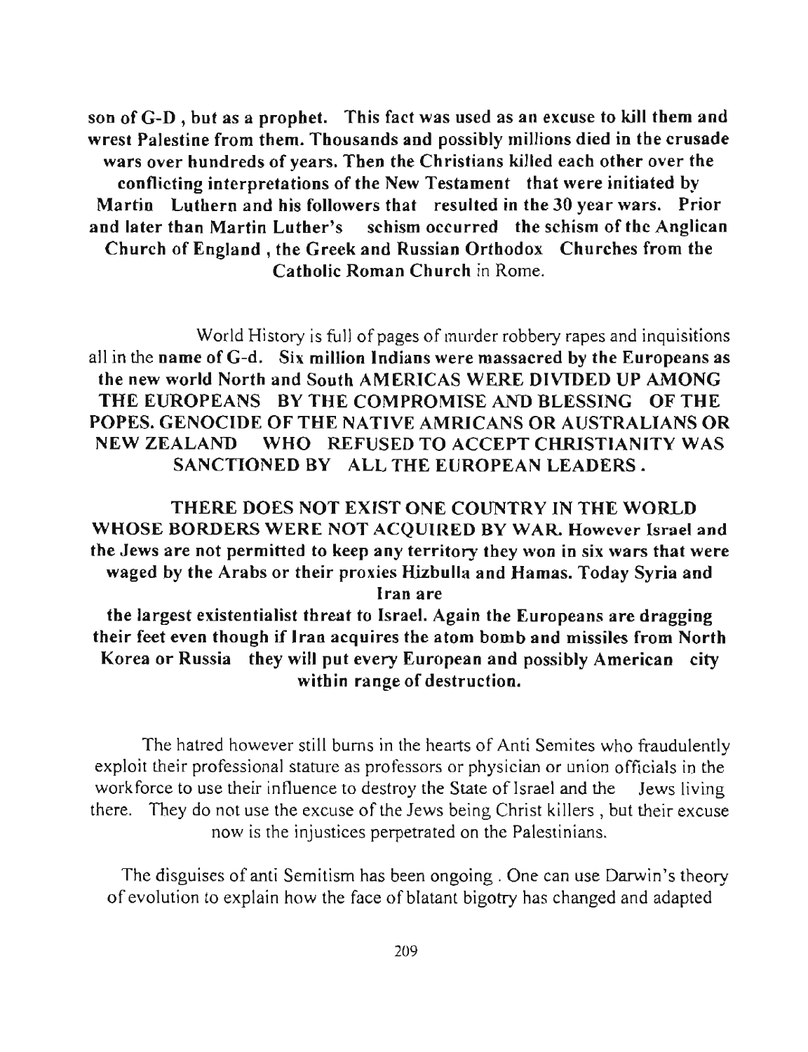**son of G-D , but as a prophet. This fact was used as an excuse to kill them and wrest Palestine from them. Thousands and possibly millions died in the crusade wars over hundreds of years. Then the Christians killed each other over the conflicting interpretations of the New Testament that were initiated by Martin Luthern and his followers that resulted in the 30 year wars. Prior and later than Martin Luther's schism occurred the schism of the Anglican Church of England , the Greek and Russian Orthodox Churches from the Catholic Roman Church** in Rome.

World History is full of pages of murder robbery rapes and inquisitions all in the **name of G-d. Six million Indians were massacred by the Europeans as the new world North and South AMERICAS WERE DIVIDED UP AMONG THE EUROPEANS BY THE COMPROMISE AND BLESSING OF THE POPES. GENOCIDE OF THE NATIVE AMRICANS OR AUSTRALIANS OR NEW ZEALAND WHO REFUSED TO ACCEPT CHRISTIANITY WAS SANCTIONED BY ALL THE EUROPEAN LEADERS .**

**THERE DOES NOT EXIST ONE COUNTRY IN THE WORLD WHOSE BORDERS WERE NOT ACQUIRED BY WAR. However Israel and the Jews are not permitted to keep any territory they won in six wars that were waged by the Arabs or their proxies Hizbulla and Hamas. Today Syria and Iran are the largest existentialist threat to Israel. Again the Europeans are dragging their feet even though if Iran acquires the atom bomb and missiles from North Korea or Russia they will put every European and possibly American city within range of destruction.**

The hatred however still burns in the hearts of Anti Semites who fraudulently exploit their professional stature as professors or physician or union officials in the workforce to use their influence to destroy the State of Israel and the Jews living there. They do not use the excuse of the Jews being Christ killers , but their excuse now is the injustices perpetrated on the Palestinians.

The disguises of anti Semitism has been ongoing . One can use Darwin's theory of evolution to explain how the face of blatant bigotry has changed and adapted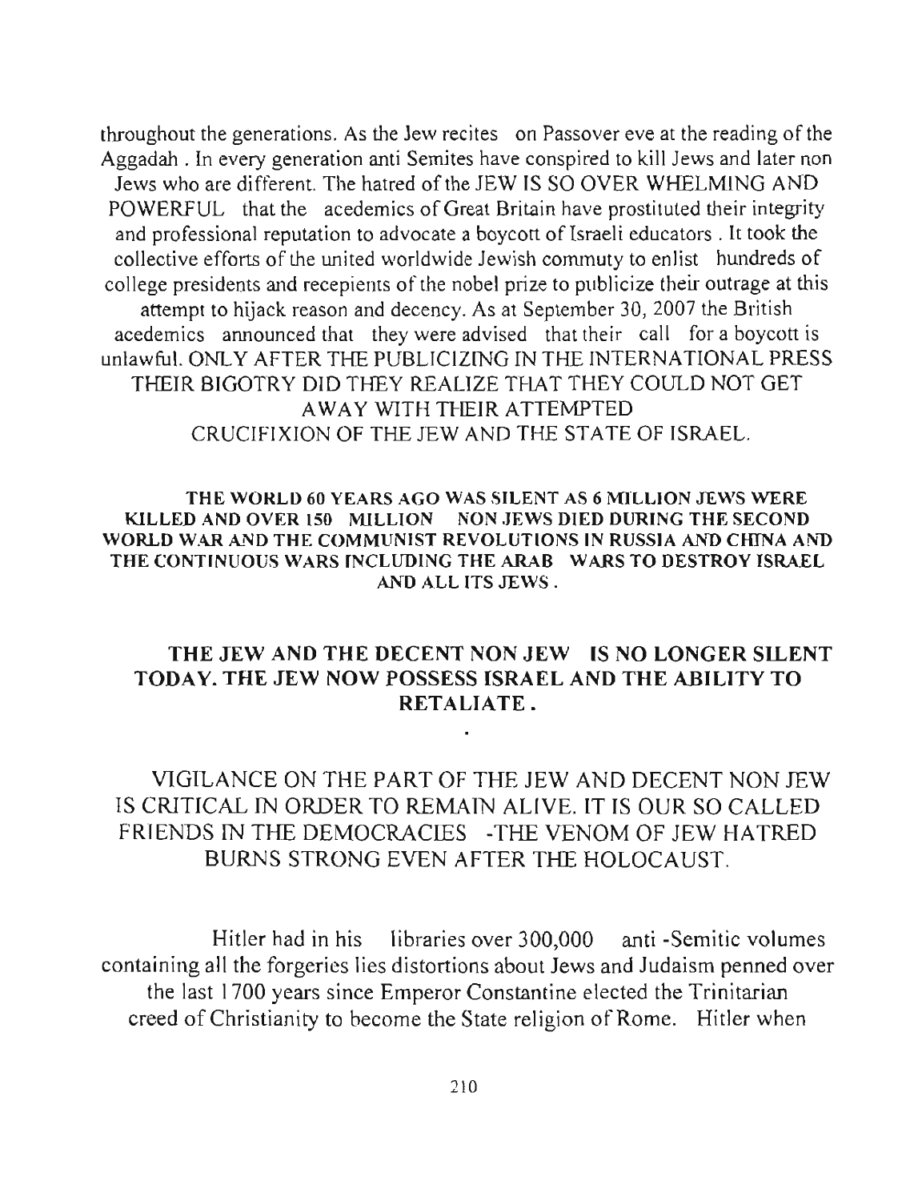throughout the generations. As the Jew recites on Passover eve at the reading of the Aggadah . In every generation anti Semites have conspired to kill Jews and later non Jews who are different. The hatred of the JEW IS SO OVER WHELMING AND POWERFUL that the acedemics of Great Britain have prostituted their integrity and professional reputation to advocate a boycott of Israeli educators . It took the collective efforts of the united worldwide Jewish commuty to enlist hundreds of college presidents and recepients of the nobel prize to publicize their outrage at this attempt to hijack reason and decency. As at September 30, 2007 the British acedemics announced that they were advised that their call for a boycott is unlawful. ONLY AFTER THE PUBLICIZING IN THE INTERNATIONAL PRESS THEIR BIGOTRY DID THEY REALIZE THAT THEY COULD NOT GET AWAY WITH THEIR ATTEMPTED CRUCIFIXION OF THE JEW AND THE STATE OF ISRAEL.

**THE WORLD 60 YEARS AGO WAS SILENT AS 6 MILLION JEWS WERE KILLED AND OVER 150 MILLION NON JEWS DIED DURING THE SECOND WORLD WAR AND THE COMMUNIST REVOLUTIONS IN RUSSIA AND CHINA AND THE CONTINUOUS WARS INCLUDING THE ARAB WARS TO DESTROY ISRAEL AND ALL ITS JEWS .**

**THE JEW AND THE DECENT NON JEW IS NO LONGER SILENT TODAY. THE JEW NOW POSSESS ISRAEL AND THE ABILITY TO RETALIATE .**

VIGILANCE ON THE PART OF THE JEW AND DECENT NON JEW IS CRITICAL IN ORDER TO REMAIN ALIVE. IT IS OUR SO CALLED FRIENDS IN THE DEMOCRACIES -THE VENOM OF JEW HATRED BURNS STRONG EVEN AFTER THE HOLOCAUST.

Hitler had in his libraries over 300,000 anti -Semitic volumes containing all the forgeries lies distortions about Jews and Judaism penned over the last 1700 years since Emperor Constantine elected the Trinitarian creed of Christianity to become the State religion of Rome. Hitler when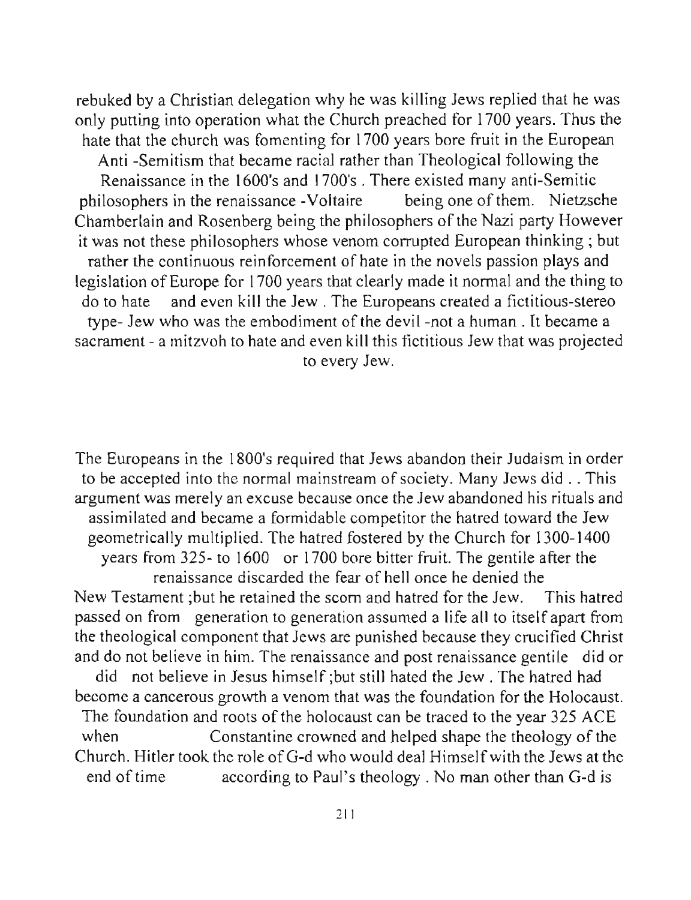rebuked by a Christian delegation why he was killing Jews replied that he was only putting into operation what the Church preached for 1700 years. Thus the hate that the church was fomenting for 1700 years bore fruit in the European Anti -Semitism that became racial rather than Theological following the Renaissance in the 1600's and 1700's . There existed many anti-Semitic philosophers in the renaissance -Voltaire being one of them. Nietzsche Chamberlain and Rosenberg being the philosophers of the Nazi party However it was not these philosophers whose venom corrupted European thinking ; but rather the continuous reinforcement of hate in the novels passion plays and legislation of Europe for 1700 years that clearly made it normal and the thing to do to hate and even kill the Jew . The Europeans created a fictitious-stereo type- Jew who was the embodiment of the devil -not a human . It became a sacrament - a mitzvoh to hate and even kill this fictitious Jew that was projected to every Jew.

The Europeans in the 1800's required that Jews abandon their Judaism in order to be accepted into the normal mainstream of society. Many Jews did . . This argument was merely an excuse because once the Jew abandoned his rituals and assimilated and became a formidable competitor the hatred toward the Jew geometrically multiplied. The hatred fostered by the Church for 1300-1400 years from 325- to 1600 or 1700 bore bitter fruit. The gentile after the renaissance discarded the fear of hell once he denied the New Testament ;but he retained the scorn and hatred for the Jew. This hatred passed on from generation to generation assumed a life all to itself apart from the theological component that Jews are punished because they crucified Christ and do not believe in him. The renaissance and post renaissance gentile did or did not believe in Jesus himself ;but still hated the Jew . The hatred had become a cancerous growth a venom that was the foundation for the Holocaust. The foundation and roots of the holocaust can be traced to the year 325 ACE when Constantine crowned and helped shape the theology of the Church. Hitler took the role of G-d who would deal Himself with the Jews at the end of time according to Paul's theology . No man other than G-d is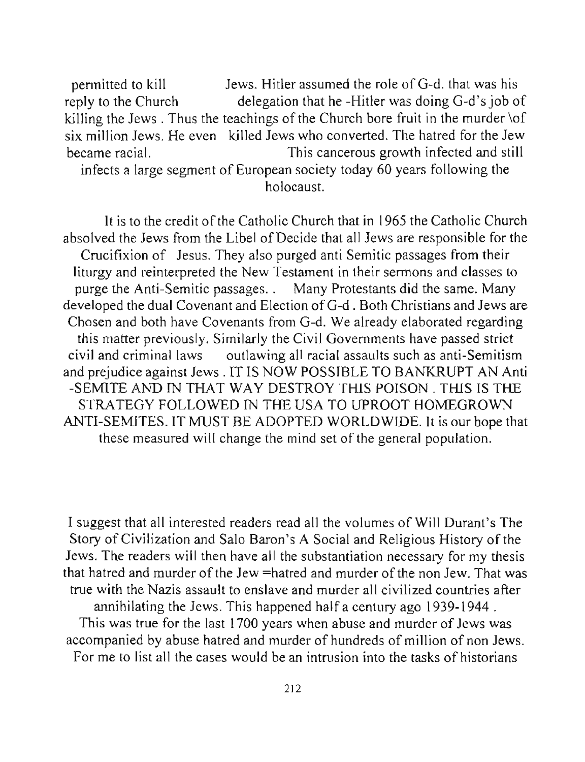permitted to kill Jews. Hitler assumed the role of G-d. that was his reply to the Church delegation that he -Hitler was doing G-d's job of killing the Jews . Thus the teachings of the Church bore fruit in the murder \of six million Jews. He even killed Jews who converted. The hatred for the Jew became racial. This cancerous growth infected and still infects a large segment of European society today 60 years following the holocaust.

It is to the credit of the Catholic Church that in 1965 the Catholic Church absolved the Jews from the Libel of Decide that all Jews are responsible for the Crucifixion of Jesus. They also purged anti Semitic passages from their liturgy and reinterpreted the New Testament in their sermons and classes to purge the Anti-Semitic passages. . Many Protestants did the same. Many developed the dual Covenant and Election of G-d . Both Christians and Jews are Chosen and both have Covenants from G-d. We already elaborated regarding this matter previously. Similarly the Civil Governments have passed strict civil and criminal laws outlawing all racial assaults such as anti-Semitism and prejudice against Jews . IT IS NOW POSSIBLE TO BANKRUPT AN Anti -SEMITE AND IN THAT WAY DESTROY THIS POISON . THIS IS THE STRATEGY FOLLOWED IN THE USA TO UPROOT HOMEGROWN ANTI-SEMITES. IT MUST BE ADOPTED WORLDWIDE. It is our hope that these measured will change the mind set of the general population.

I suggest that all interested readers read all the volumes of Will Durant's The Story of Civilization and Salo Baron's A Social and Religious History of the Jews. The readers will then have all the substantiation necessary for my thesis that hatred and murder of the Jew =hatred and murder of the non Jew. That was true with the Nazis assault to enslave and murder all civilized countries after annihilating the Jews. This happened half a century ago 1939-1944 . This was true for the last 1700 years when abuse and murder of Jews was accompanied by abuse hatred and murder of hundreds of million of non Jews. For me to list all the cases would be an intrusion into the tasks of historians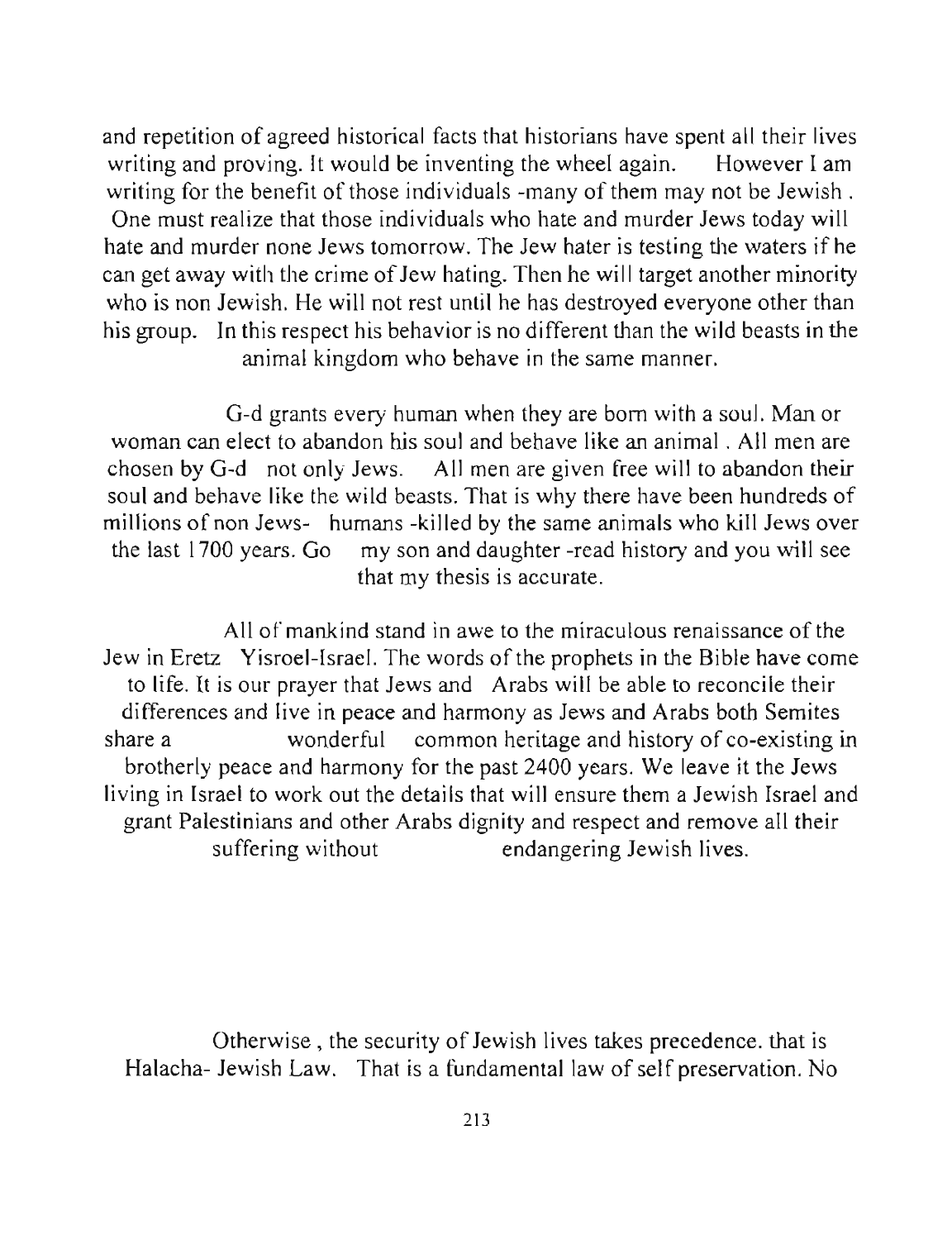and repetition of agreed historical facts that historians have spent all their lives writing and proving. It would be inventing the wheel again. However I am writing for the benefit of those individuals -many of them may not be Jewish . One must realize that those individuals who hate and murder Jews today will hate and murder none Jews tomorrow. The Jew hater is testing the waters if he can get away with the crime of Jew hating. Then he will target another minority who is non Jewish. He will not rest until he has destroyed everyone other than his group. In this respect his behavior is no different than the wild beasts in the animal kingdom who behave in the same manner.

G-d grants every human when they are born with a soul. Man or woman can elect to abandon his soul and behave like an animal . All men are chosen by G-d not only Jews. All men are given free will to abandon their soul and behave like the wild beasts. That is why there have been hundreds of millions of non Jews- humans -killed by the same animals who kill Jews over the last 1700 years. Go my son and daughter -read history and you will see that my thesis is accurate.

All of mankind stand in awe to the miraculous renaissance of the Jew in Eretz Yisroel-Israel. The words of the prophets in the Bible have come to life. It is our prayer that Jews and Arabs will be able to reconcile their differences and live in peace and harmony as Jews and Arabs both Semites share a wonderful common heritage and history of co-existing in brotherly peace and harmony for the past 2400 years. We leave it the Jews living in Israel to work out the details that will ensure them a Jewish Israel and grant Palestinians and other Arabs dignity and respect and remove all their suffering without endangering Jewish lives.

Otherwise , the security of Jewish lives takes precedence. that is Halacha- Jewish Law. That is a fundamental law of self preservation. No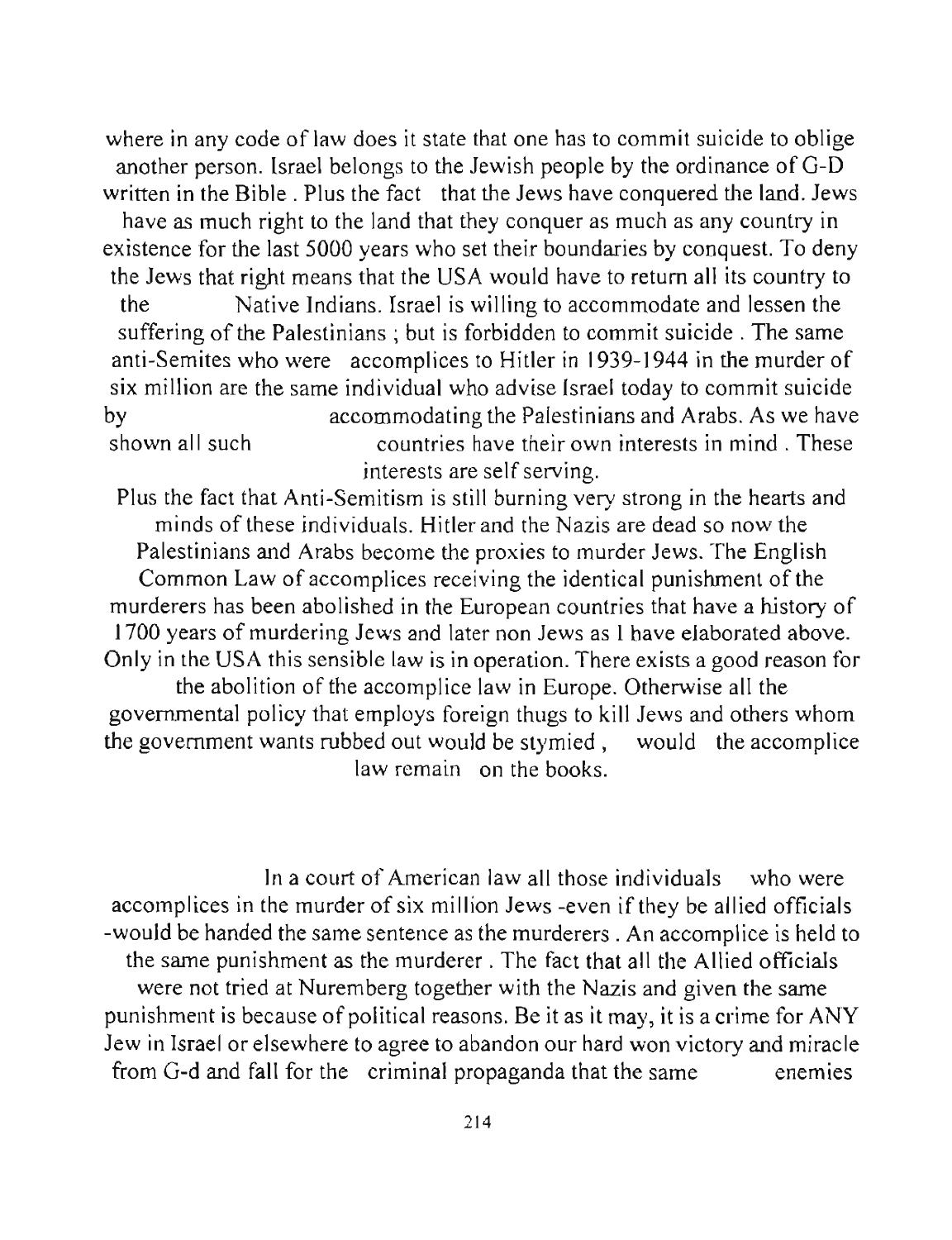where in any code of law does it state that one has to commit suicide to oblige another person. Israel belongs to the Jewish people by the ordinance of G-D written in the Bible . Plus the fact that the Jews have conquered the land. Jews have as much right to the land that they conquer as much as any country in existence for the last 5000 years who set their boundaries by conquest. To deny the Jews that right means that the USA would have to return all its country to the Native Indians. Israel is willing to accommodate and lessen the suffering of the Palestinians ; but is forbidden to commit suicide . The same anti-Semites who were accomplices to Hitler in 1939-1944 in the murder of six million are the same individual who advise Israel today to commit suicide by accommodating the Palestinians and Arabs. As we have shown all such countries have their own interests in mind . These interests are self serving.

Plus the fact that Anti-Semitism is still burning very strong in the hearts and minds of these individuals. Hitler and the Nazis are dead so now the Palestinians and Arabs become the proxies to murder Jews. The English Common Law of accomplices receiving the identical punishment of the murderers has been abolished in the European countries that have a history of 1700 years of murdering Jews and later non Jews as I have elaborated above. Only in the USA this sensible law is in operation. There exists a good reason for the abolition of the accomplice law in Europe. Otherwise all the governmental policy that employs foreign thugs to kill Jews and others whom the government wants rubbed out would be stymied , would the accomplice law remain on the books.

In a court of American law all those individuals who were accomplices in the murder of six million Jews -even if they be allied officials -would be handed the same sentence as the murderers . An accomplice is held to the same punishment as the murderer . The fact that all the Allied officials were not tried at Nuremberg together with the Nazis and given the same punishment is because of political reasons. Be it as it may, it is a crime for ANY Jew in Israel or elsewhere to agree to abandon our hard won victory and miracle from G-d and fall for the criminal propaganda that the same enemies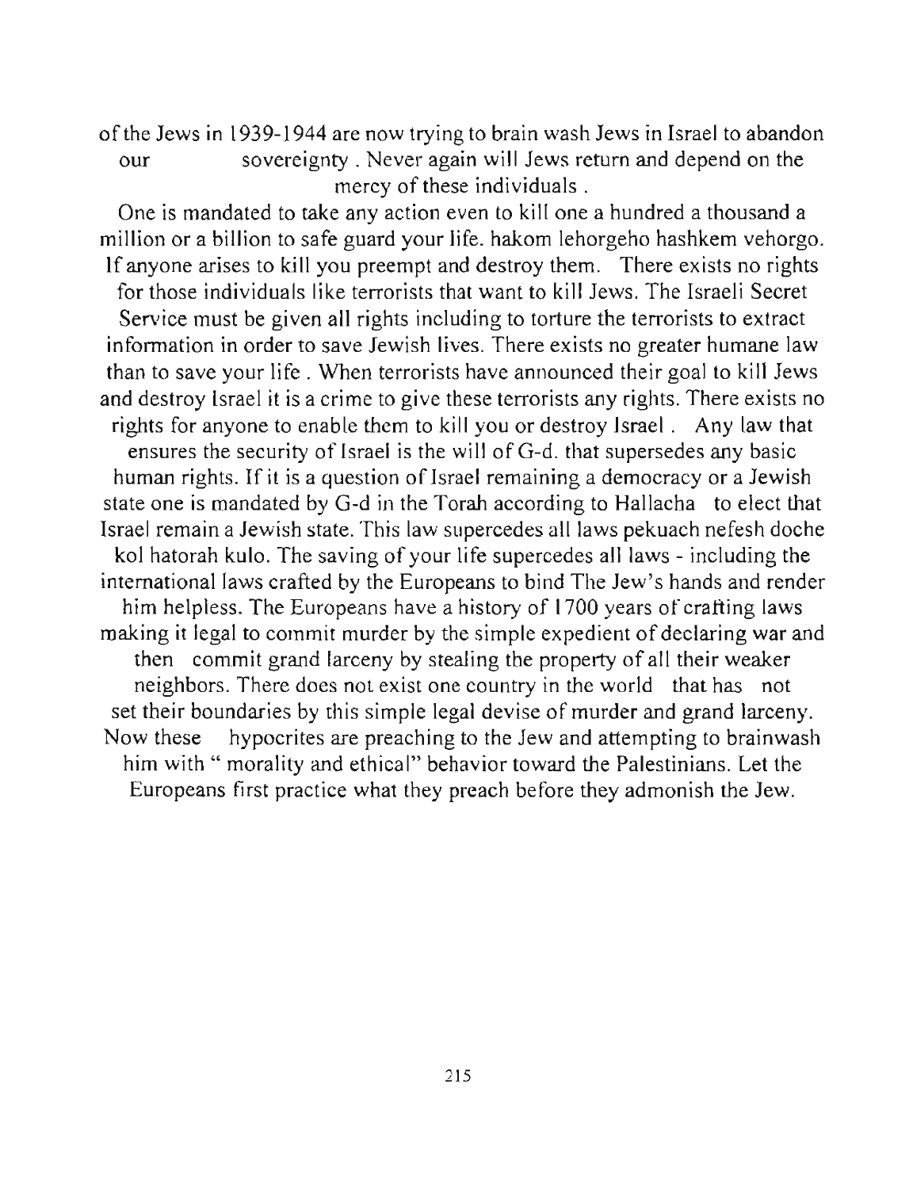of the Jews in 1939-1944 are now trying to brain wash Jews in Israel to abandon our sovereignty . Never again will Jews return and depend on the mercy of these individuals .

One is mandated to take any action even to kill one a hundred a thousand a million or a billion to safe guard your life. hakom lehorgeho hashkem vehorgo. If anyone arises to kill you preempt and destroy them. There exists no rights for those individuals like terrorists that want to kill Jews. The Israeli Secret Service must be given all rights including to torture the terrorists to extract information in order to save Jewish lives. There exists no greater humane law than to save your life . When terrorists have announced their goal to kill Jews and destroy Israel it is a crime to give these terrorists any rights. There exists no rights for anyone to enable them to kill you or destroy Israel . Any law that ensures the security of Israel is the will of G-d. that supersedes any basic human rights. If it is a question of Israel remaining a democracy or a Jewish state one is mandated by G-d in the Torah according to Hallacha to elect that Israel remain a Jewish state. This law supercedes all laws pekuach nefesh doche kol hatorah kulo. The saving of your life supercedes all laws - including the international laws crafted by the Europeans to bind The Jew's hands and render him helpless. The Europeans have a history of 1700 years of crafting laws making it legal to commit murder by the simple expedient of declaring war and then commit grand larceny by stealing the property of all their weaker neighbors. There does not exist one country in the world that has not set their boundaries by this simple legal devise of murder and grand larceny. Now these hypocrites are preaching to the Jew and attempting to brainwash him with " morality and ethical" behavior toward the Palestinians. Let the Europeans first practice what they preach before they admonish the Jew.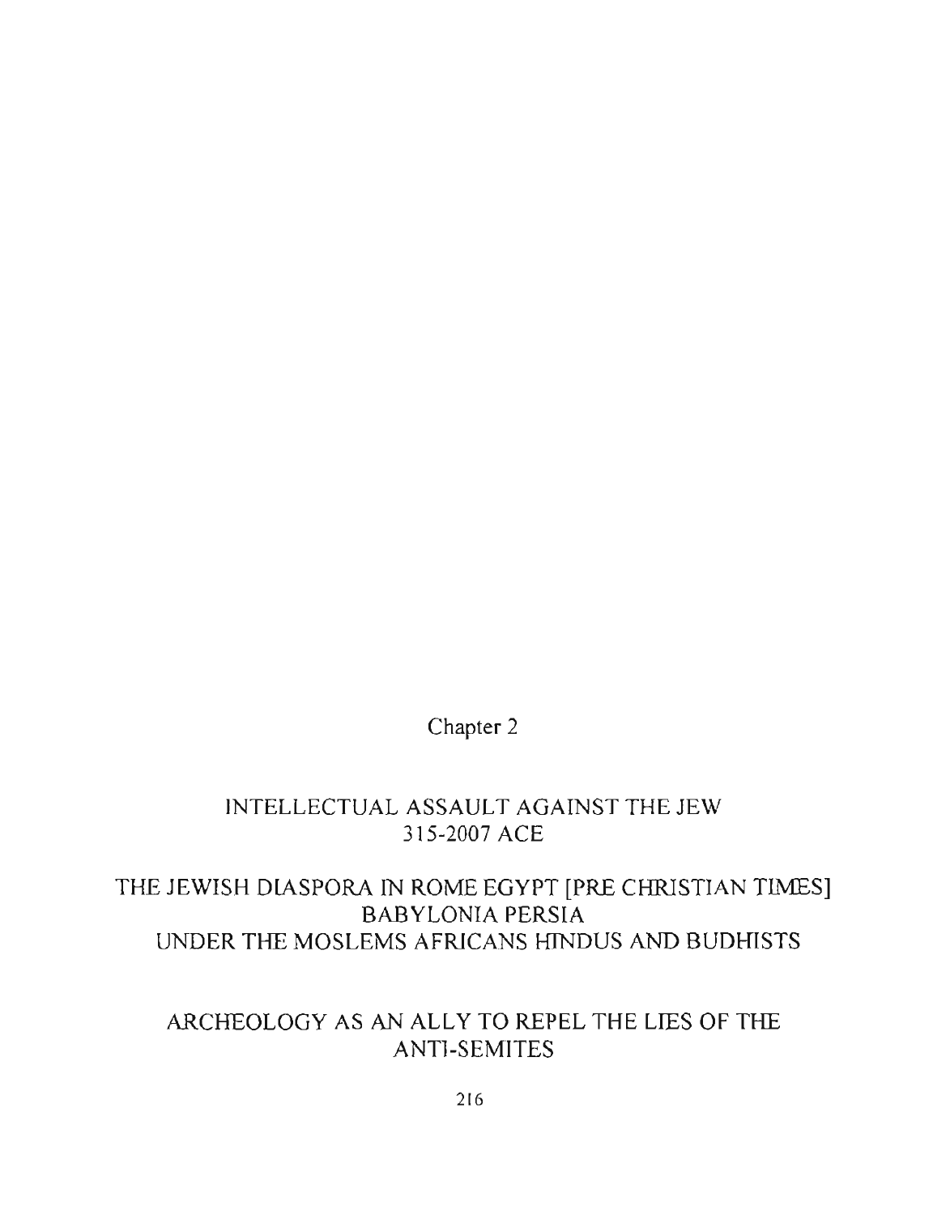# Chapter 2

## INTELLECTUAL ASSAULT AGAINST THE JEW 315-2007 ACE

## THE JEWISH DIASPORA IN ROME EGYPT [PRE CHRISTIAN TIMES] BABYLONIA PERSIA UNDER THE MOSLEMS AFRICANS HINDUS AND BUDHISTS

## ARCHEOLOGY AS AN ALLY TO REPEL THE LIES OF THE ANTI-SEMITES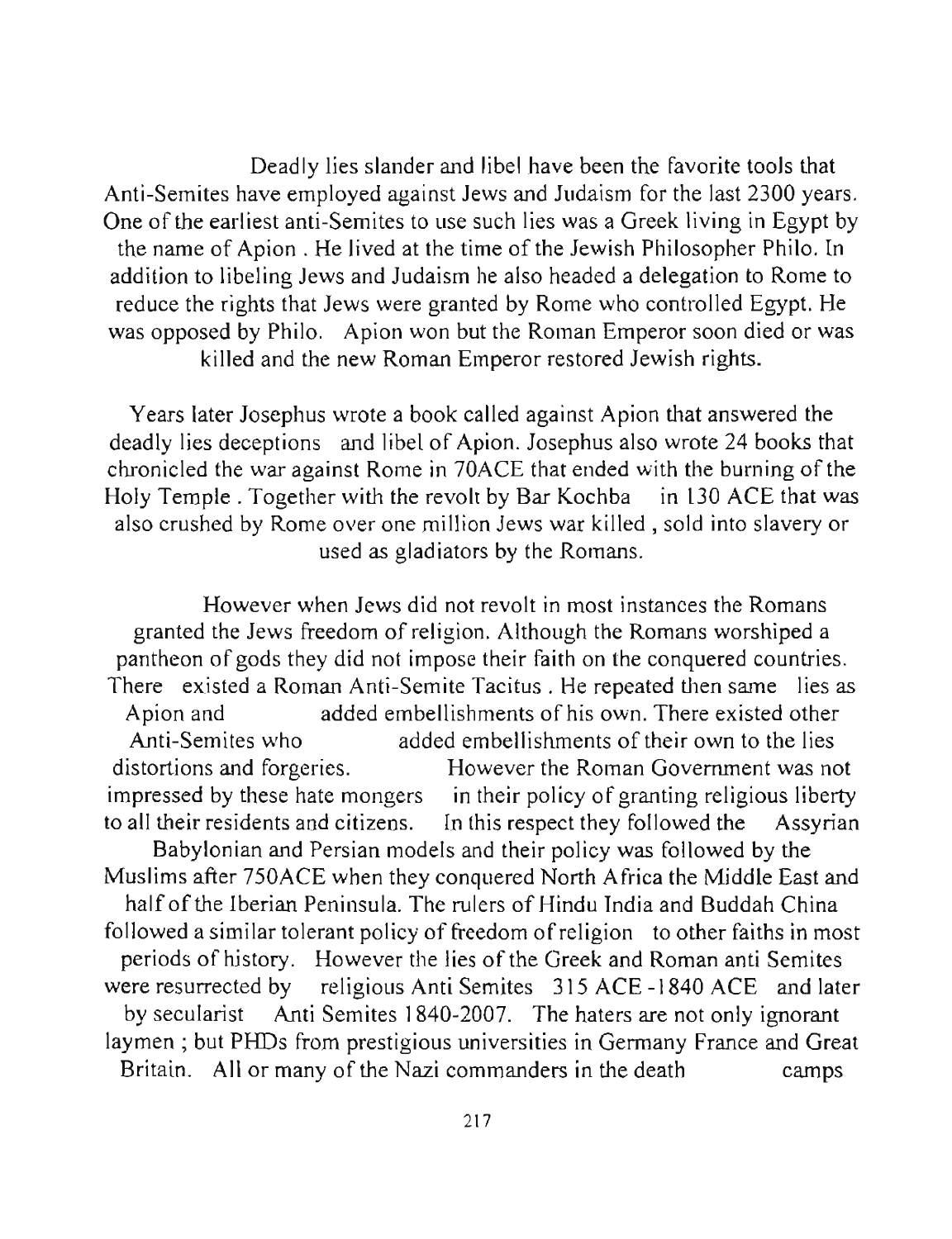Deadly lies slander and libel have been the favorite tools that Anti-Semites have employed against Jews and Judaism for the last 2300 years. One of the earliest anti-Semites to use such lies was a Greek living in Egypt by the name of Apion . He lived at the time of the Jewish Philosopher Philo. In addition to libeling Jews and Judaism he also headed a delegation to Rome to reduce the rights that Jews were granted by Rome who controlled Egypt. He was opposed by Philo. Apion won but the Roman Emperor soon died or was killed and the new Roman Emperor restored Jewish rights.

Years later Josephus wrote a book called against Apion that answered the deadly lies deceptions and libel of Apion. Josephus also wrote 24 books that chronicled the war against Rome in 70ACE that ended with the burning of the Holy Temple . Together with the revolt by Bar Kochba in 130 ACE that was also crushed by Rome over one million Jews war killed , sold into slavery or used as gladiators by the Romans.

However when Jews did not revolt in most instances the Romans granted the Jews freedom of religion. Although the Romans worshiped a pantheon of gods they did not impose their faith on the conquered countries. There existed a Roman Anti-Semite Tacitus . He repeated then same lies as Apion and added embellishments of his own. There existed other Anti-Semites who added embellishments of their own to the lies distortions and forgeries. However the Roman Government was not impressed by these hate mongers in their policy of granting religious liberty to all their residents and citizens. In this respect they followed the Assyrian Babylonian and Persian models and their policy was followed by the Muslims after 750ACE when they conquered North Africa the Middle East and half of the Iberian Peninsula. The rulers of Hindu India and Buddah China followed a similar tolerant policy of freedom of religion to other faiths in most periods of history. However the lies of the Greek and Roman anti Semites were resurrected by religious Anti Semites 315 ACE -1840 ACE and later by secularist Anti Semites 1840-2007. The haters are not only ignorant laymen ; but PHDs from prestigious universities in Germany France and Great Britain. All or many of the Nazi commanders in the death camps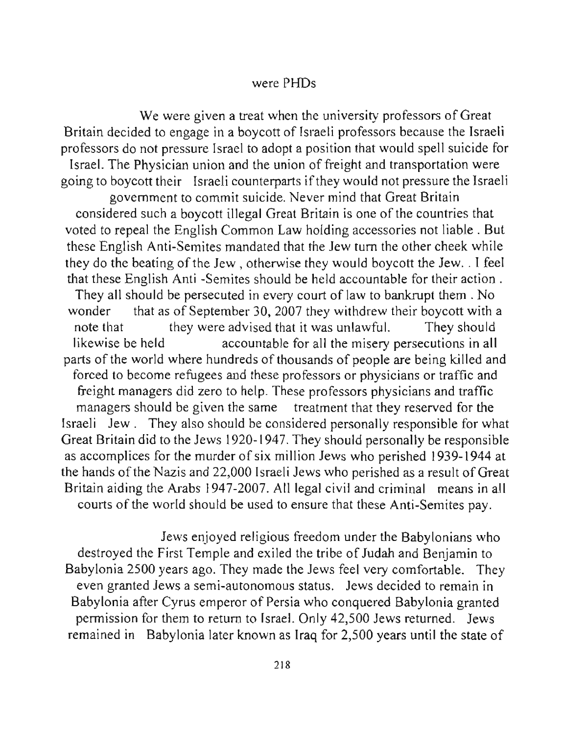were PHDs

We were given a treat when the university professors of Great Britain decided to engage in a boycott of Israeli professors because the Israeli professors do not pressure Israel to adopt a position that would spell suicide for Israel. The Physician union and the union of freight and transportation were going to boycott their Israeli counterparts if they would not pressure the Israeli government to commit suicide. Never mind that Great Britain considered such a boycott illegal Great Britain is one of the countries that voted to repeal the English Common Law holding accessories not liable . But these English Anti-Semites mandated that the Jew turn the other cheek while they do the beating of the Jew , otherwise they would boycott the Jew. . I feel that these English Anti -Semites should be held accountable for their action . They all should be persecuted in every court of law to bankrupt them . No wonder that as of September 30, 2007 they withdrew their boycott with a note that they were advised that it was unlawful. They should likewise be held accountable for all the misery persecutions in all parts of the world where hundreds of thousands of people are being killed and forced to become refugees and these professors or physicians or traffic and freight managers did zero to help. These professors physicians and traffic managers should be given the same treatment that they reserved for the Israeli Jew . They also should be considered personally responsible for what Great Britain did to the Jews 1920-1947. They should personally be responsible as accomplices for the murder of six million Jews who perished 1939-1944 at the hands of the Nazis and 22,000 Israeli Jews who perished as a result of Great Britain aiding the Arabs 1947-2007. All legal civil and criminal means in all courts of the world should be used to ensure that these Anti-Semites pay.

Jews enjoyed religious freedom under the Babylonians who destroyed the First Temple and exiled the tribe of Judah and Benjamin to Babylonia 2500 years ago. They made the Jews feel very comfortable. They even granted Jews a semi-autonomous status. Jews decided to remain in Babylonia after Cyrus emperor of Persia who conquered Babylonia granted permission for them to return to Israel. Only 42,500 Jews returned. Jews remained in Babylonia later known as Iraq for 2,500 years until the state of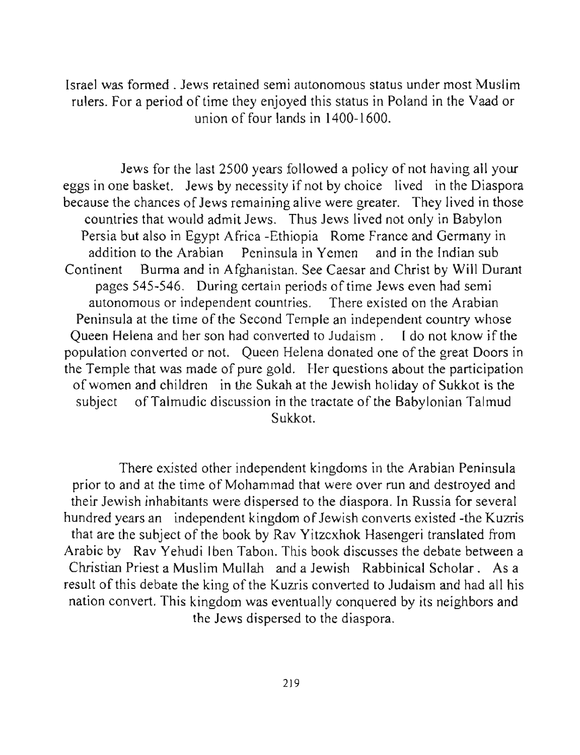Israel was formed . Jews retained semi autonomous status under most Muslim rulers. For a period of time they enjoyed this status in Poland in the Vaad or union of four lands in 1400-1600.

Jews for the last 2500 years followed a policy of not having all your eggs in one basket. Jews by necessity if not by choice lived in the Diaspora because the chances of Jews remaining alive were greater. They lived in those countries that would admit Jews. Thus Jews lived not only in Babylon Persia but also in Egypt Africa -Ethiopia Rome France and Germany in addition to the Arabian Peninsula in Yemen and in the Indian sub Continent Burma and in Afghanistan. See Caesar and Christ by Will Durant pages 545-546. During certain periods of time Jews even had semi autonomous or independent countries. There existed on the Arabian Peninsula at the time of the Second Temple an independent country whose Queen Helena and her son had converted to Judaism . I do not know if the population converted or not. Queen Helena donated one of the great Doors in the Temple that was made of pure gold. Her questions about the participation of women and children in the Sukah at the Jewish holiday of Sukkot is the subject of Talmudic discussion in the tractate of the Babylonian Talmud Sukkot.

There existed other independent kingdoms in the Arabian Peninsula prior to and at the time of Mohammad that were over run and destroyed and their Jewish inhabitants were dispersed to the diaspora. In Russia for several hundred years an independent kingdom of Jewish converts existed -the Kuzris that are the subject of the book by Rav Yitzcxhok Hasengeri translated from Arabic by Rav Yehudi Iben Tabon. This book discusses the debate between a Christian Priest a Muslim Mullah and a Jewish Rabbinical Scholar . As a result of this debate the king of the Kuzris converted to Judaism and had all his nation convert. This kingdom was eventually conquered by its neighbors and the Jews dispersed to the diaspora.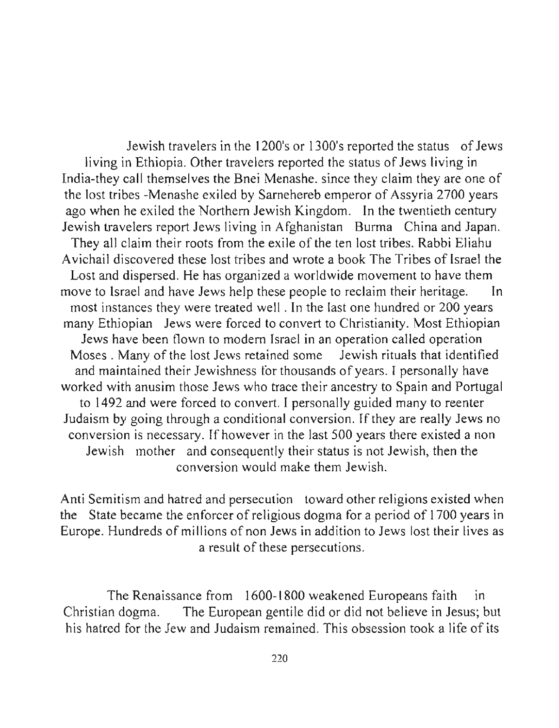Jewish travelers in the 1200's or 1300's reported the status of Jews living in Ethiopia. Other travelers reported the status of Jews living in India-they call themselves the Bnei Menashe. since they claim they are one of the lost tribes -Menashe exiled by Sarnehereb emperor of Assyria 2700 years ago when he exiled the Northern Jewish Kingdom. In the twentieth century Jewish travelers report Jews living in Afghanistan Burma China and Japan. They all claim their roots from the exile of the ten lost tribes. Rabbi Eliahu Avichail discovered these lost tribes and wrote a book The Tribes of Israel the Lost and dispersed. He has organized a worldwide movement to have them move to Israel and have Jews help these people to reclaim their heritage. In most instances they were treated well . In the last one hundred or 200 years many Ethiopian Jews were forced to convert to Christianity. Most Ethiopian Jews have been flown to modern Israel in an operation called operation Moses . Many of the lost Jews retained some Jewish rituals that identified and maintained their Jewishness for thousands of years. I personally have worked with anusim those Jews who trace their ancestry to Spain and Portugal to 1492 and were forced to convert. I personally guided many to reenter Judaism by going through a conditional conversion. If they are really Jews no conversion is necessary. If however in the last 500 years there existed a non Jewish mother and consequently their status is not Jewish, then the conversion would make them Jewish.

Anti Semitism and hatred and persecution toward other religions existed when the State became the enforcer of religious dogma for a period of 1700 years in Europe. Hundreds of millions of non Jews in addition to Jews lost their lives as a result of these persecutions.

The Renaissance from 1600-1800 weakened Europeans faith in Christian dogma. The European gentile did or did not believe in Jesus; but his hatred for the Jew and Judaism remained. This obsession took a life of its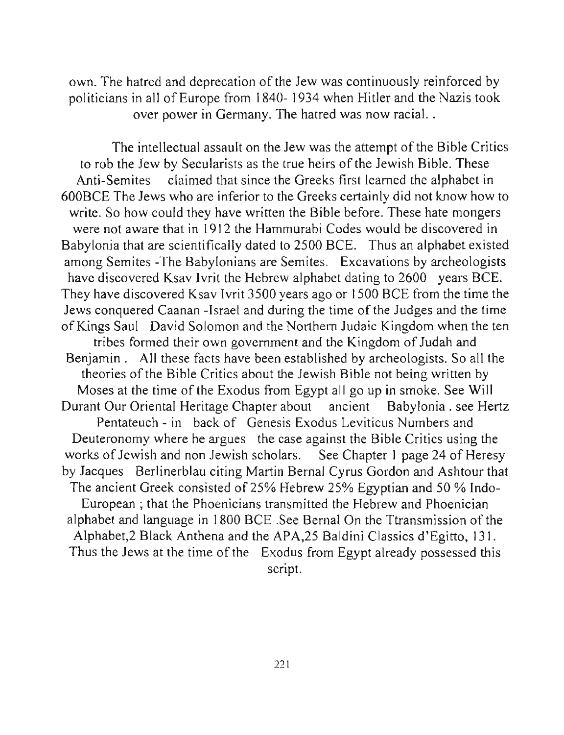own. The hatred and deprecation of the Jew was continuously reinforced by politicians in all of Europe from 1840- 1934 when Hitler and the Nazis took over power in Germany. The hatred was now racial. .

The intellectual assault on the Jew was the attempt of the Bible Critics to rob the Jew by Secularists as the true heirs of the Jewish Bible. These Anti-Semites claimed that since the Greeks first learned the alphabet in 600BCE The Jews who are inferior to the Greeks certainly did not know how to write. So how could they have written the Bible before. These hate mongers were not aware that in 1912 the Hammurabi Codes would be discovered in Babylonia that are scientifically dated to 2500 BCE. Thus an alphabet existed among Semites -The Babylonians are Semites. Excavations by archeologists have discovered Ksav Ivrit the Hebrew alphabet dating to 2600 years BCE. They have discovered Ksav Ivrit 3500 years ago or 1500 BCE from the time the Jews conquered Caanan -Israel and during the time of the Judges and the time of Kings Saul David Solomon and the Northern Judaic Kingdom when the ten tribes formed their own government and the Kingdom of Judah and Benjamin . All these facts have been established by archeologists. So all the theories of the Bible Critics about the Jewish Bible not being written by Moses at the time of the Exodus from Egypt all go up in smoke. See Will Durant Our Oriental Heritage Chapter about ancient Babylonia . see Hertz Pentateuch - in back of Genesis Exodus Leviticus Numbers and Deuteronomy where he argues the case against the Bible Critics using the works of Jewish and non Jewish scholars. See Chapter 1 page 24 of Heresy by Jacques Berlinerblau citing Martin Bernal Cyrus Gordon and Ashtour that The ancient Greek consisted of 25% Hebrew 25% Egyptian and 50 % Indo-European ; that the Phoenicians transmitted the Hebrew and Phoenician alphabet and language in 1800 BCE .See Bernal On the Ttransmission of the Alphabet,2 Black Anthena and the APA,25 Baldini Classics d'Egitto, 131. Thus the Jews at the time of the Exodus from Egypt already possessed this script.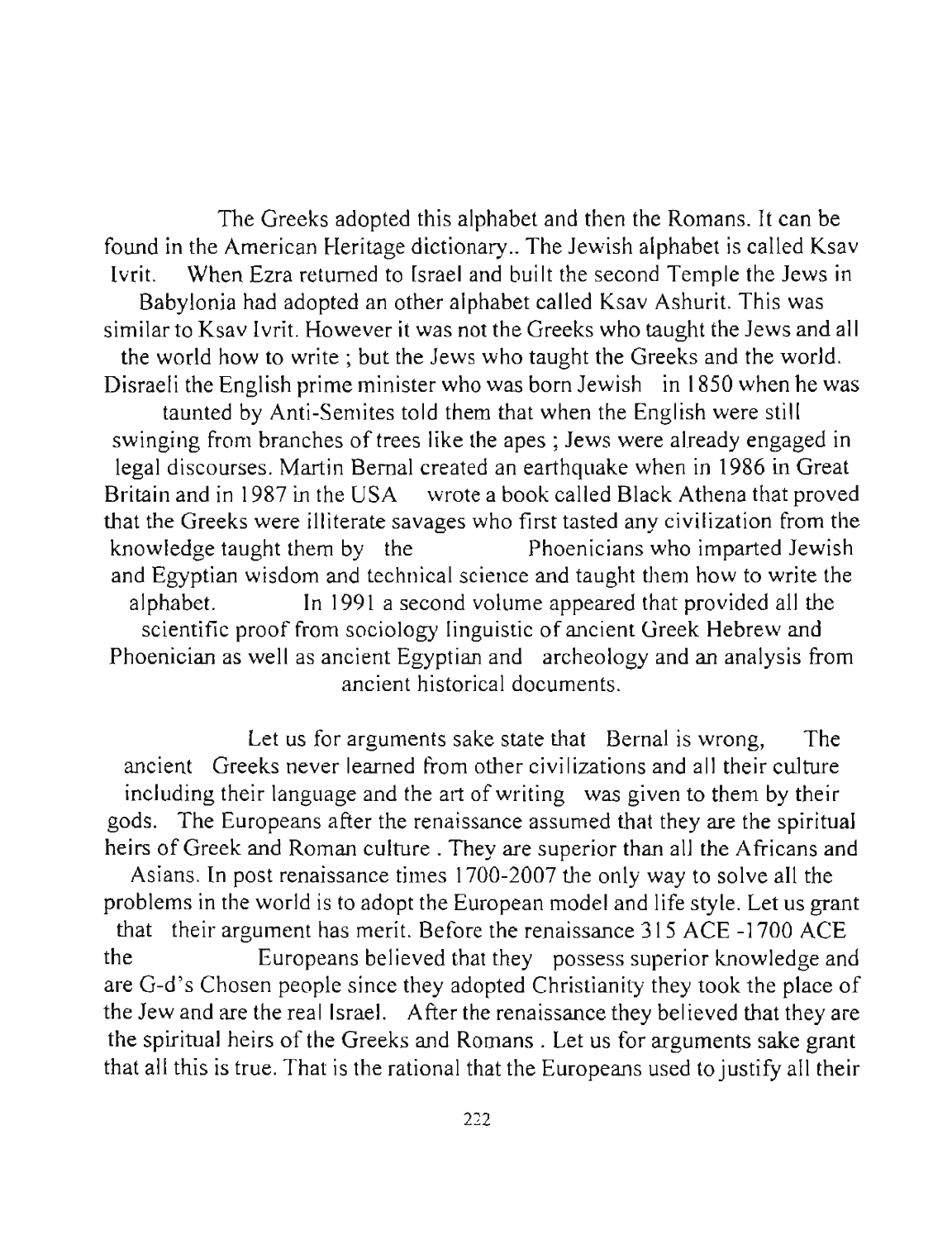The Greeks adopted this alphabet and then the Romans. It can be found in the American Heritage dictionary.. The Jewish alphabet is called Ksav Ivrit. When Ezra returned to Israel and built the second Temple the Jews in Babylonia had adopted an other alphabet called Ksav Ashurit. This was similar to Ksav Ivrit. However it was not the Greeks who taught the Jews and all the world how to write ; but the Jews who taught the Greeks and the world. Disraeli the English prime minister who was born Jewish in 1850 when he was taunted by Anti-Semites told them that when the English were still swinging from branches of trees like the apes ; Jews were already engaged in legal discourses. Martin Bernal created an earthquake when in 1986 in Great Britain and in 1987 in the USA wrote a book called Black Athena that proved that the Greeks were illiterate savages who first tasted any civilization from the knowledge taught them by the Phoenicians who imparted Jewish and Egyptian wisdom and technical science and taught them how to write the alphabet. In 1991 a second volume appeared that provided all the scientific proof from sociology linguistic of ancient Greek Hebrew and Phoenician as well as ancient Egyptian and archeology and an analysis from ancient historical documents.

Let us for arguments sake state that Bernal is wrong, The ancient Greeks never learned from other civilizations and all their culture including their language and the art of writing was given to them by their gods. The Europeans after the renaissance assumed that they are the spiritual heirs of Greek and Roman culture . They are superior than all the Africans and Asians. In post renaissance times 1700-2007 the only way to solve all the problems in the world is to adopt the European model and life style. Let us grant that their argument has merit. Before the renaissance 315 ACE -1700 ACE the Europeans believed that they possess superior knowledge and are G-d's Chosen people since they adopted Christianity they took the place of the Jew and are the real Israel. After the renaissance they believed that they are the spiritual heirs of the Greeks and Romans . Let us for arguments sake grant that all this is true. That is the rational that the Europeans used to justify all their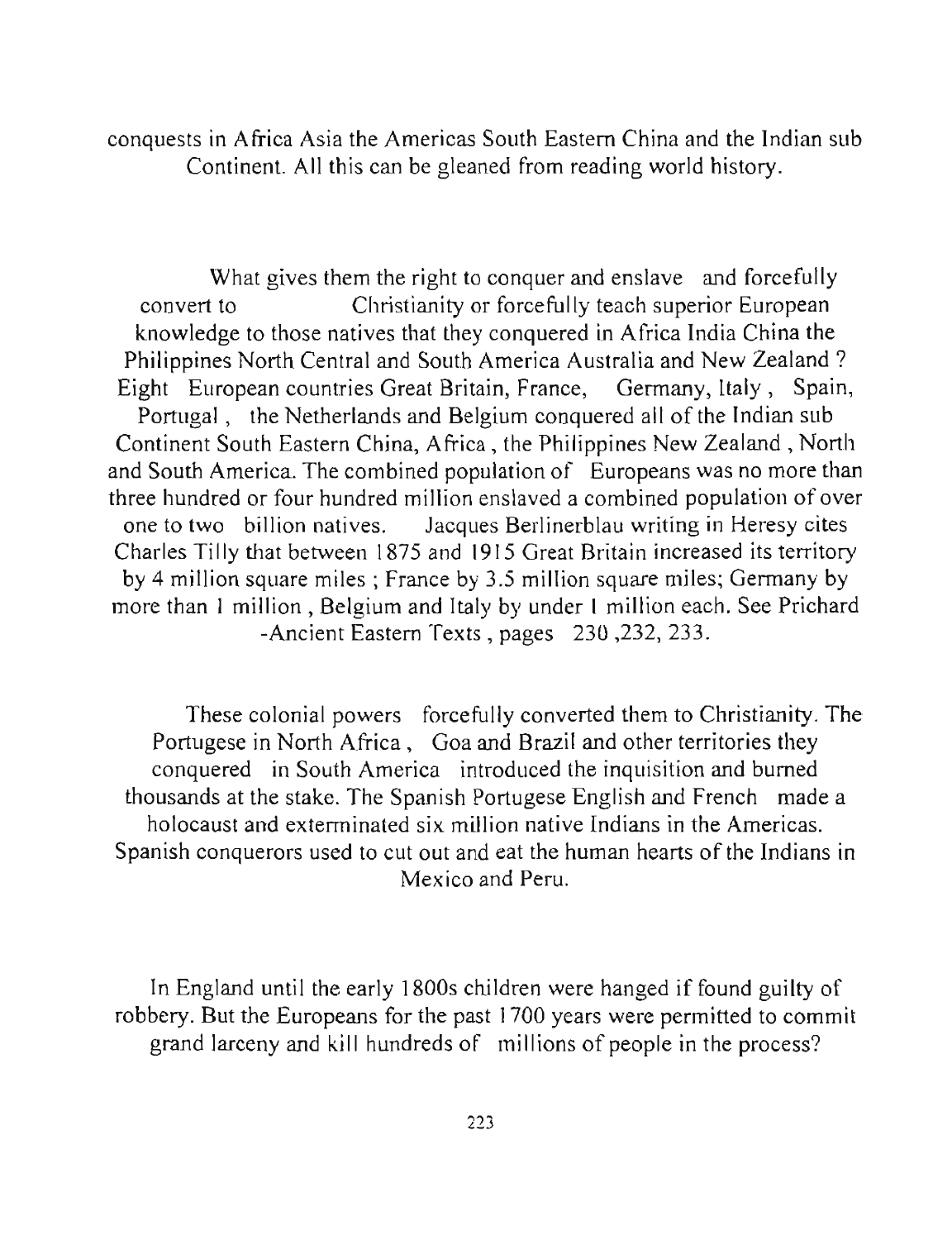conquests in Africa Asia the Americas South Eastern China and the Indian sub Continent. All this can be gleaned from reading world history.

What gives them the right to conquer and enslave and forcefully convert to Christianity or forcefully teach superior European knowledge to those natives that they conquered in Africa India China the Philippines North Central and South America Australia and New Zealand ? Eight European countries Great Britain, France, Germany, Italy , Spain, Portugal , the Netherlands and Belgium conquered all of the Indian sub Continent South Eastern China, Africa , the Philippines New Zealand , North and South America. The combined population of Europeans was no more than three hundred or four hundred million enslaved a combined population of over one to two billion natives. Jacques Berlinerblau writing in Heresy cites Charles Tilly that between 1875 and 1915 Great Britain increased its territory by 4 million square miles ; France by 3.5 million square miles; Germany by more than 1 million , Belgium and Italy by under 1 million each. See Prichard -Ancient Eastern Texts , pages 230 ,232, 233.

These colonial powers forcefully converted them to Christianity. The Portugese in North Africa , Goa and Brazil and other territories they conquered in South America introduced the inquisition and burned thousands at the stake. The Spanish Portugese English and French made a holocaust and exterminated six million native Indians in the Americas. Spanish conquerors used to cut out and eat the human hearts of the Indians in Mexico and Peru.

In England until the early 1800s children were hanged if found guilty of robbery. But the Europeans for the past 1700 years were permitted to commit grand larceny and kill hundreds of millions of people in the process?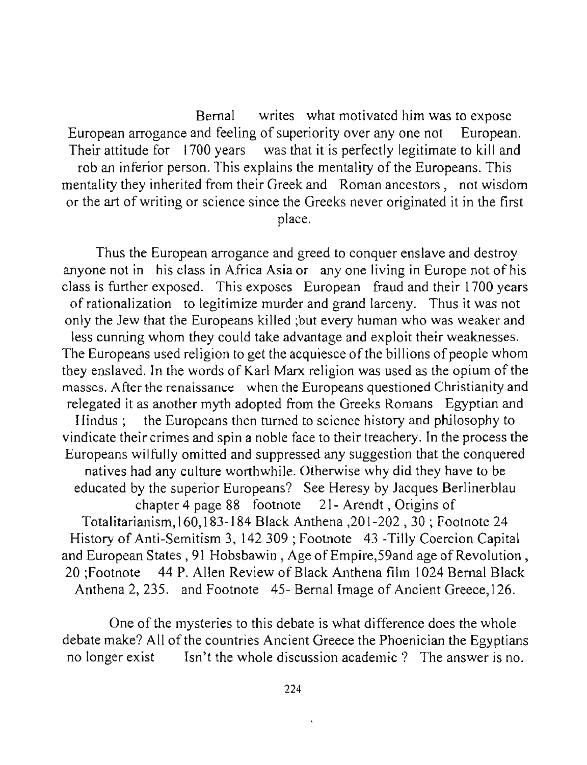Bernal writes what motivated him was to expose European arrogance and feeling of superiority over any one not European. Their attitude for 1700 years was that it is perfectly legitimate to kill and rob an inferior person. This explains the mentality of the Europeans. This mentality they inherited from their Greek and Roman ancestors, not wisdom or the art of writing or science since the Greeks never originated it in the first place.

Thus the European arrogance and greed to conquer enslave and destroy anyone not in his class in Africa Asia or any one living in Europe not of his class is further exposed. This exposes European fraud and their 1700 years of rationalization to legitimize murder and grand larceny. Thus it was not only the Jew that the Europeans killed ;but every human who was weaker and less cunning whom they could take advantage and exploit their weaknesses. The Europeans used religion to get the acquiesce of the billions of people whom they enslaved. In the words of Karl Marx religion was used as the opium of the masses. After the renaissance when the Europeans questioned Christianity and relegated it as another myth adopted from the Greeks Romans Egyptian and Hindus ; the Europeans then turned to science history and philosophy to vindicate their crimes and spin a noble face to their treachery. In the process the Europeans wilfully omitted and suppressed any suggestion that the conquered natives had any culture worthwhile. Otherwise why did they have to be educated by the superior Europeans? See Heresy by Jacques Berlinerblau chapter 4 page 88 footnote 21- Arendt, Origins of Totalitarianism,160,183-184 Black Anthena ,201-202 , 30 ; Footnote 24 History of Anti-Semitism 3, 142 309 ; Footnote 43 -Tilly Coercion Capital and European States , 91 Hobsbawin , Age of Empire,59and age of Revolution , 20 ;Footnote 44 P. Allen Review of Black Anthena film 1024 Bernal Black Anthena 2, 235. and Footnote 45- Bernal Image of Ancient Greece,126.

One of the mysteries to this debate is what difference does the whole debate make? All of the countries Ancient Greece the Phoenician the Egyptians no longer exist Isn't the whole discussion academic ? The answer is no.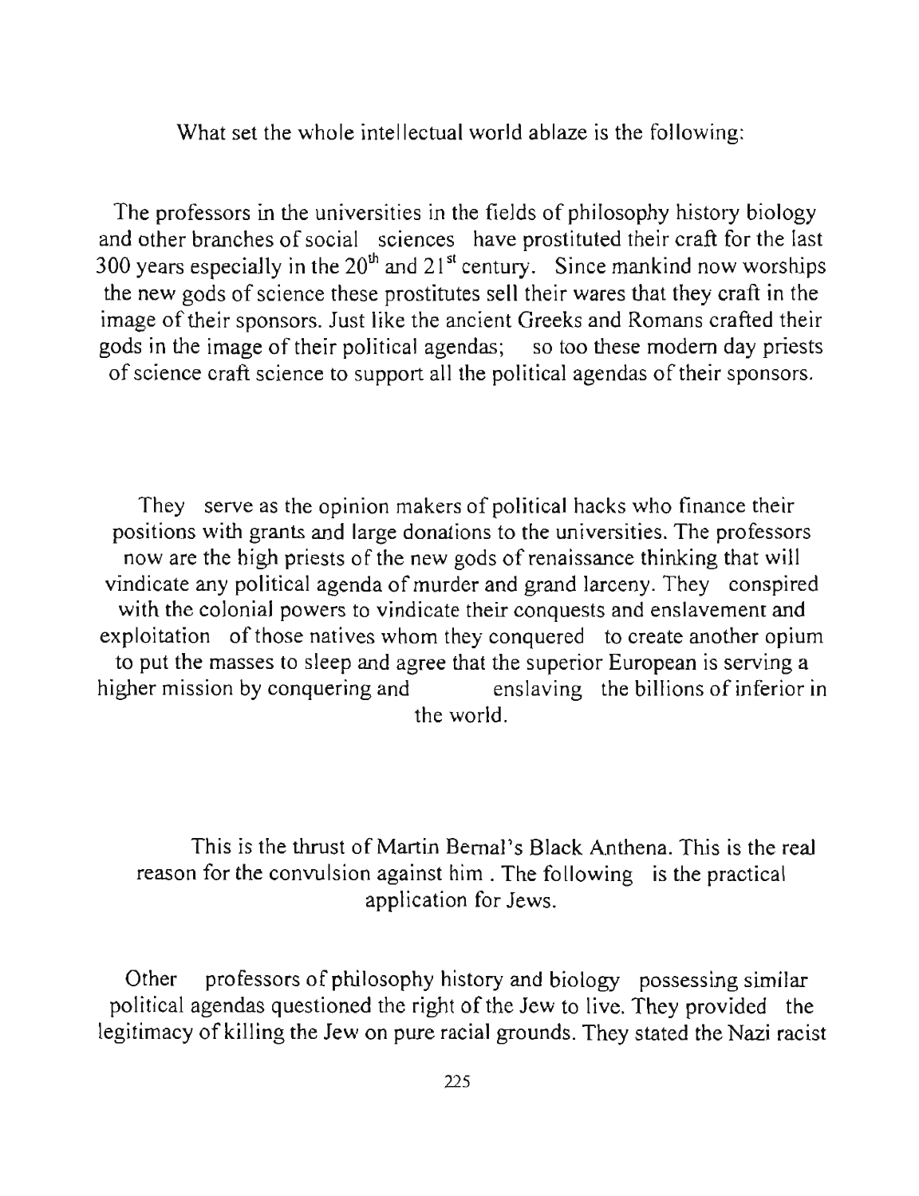What set the whole intellectual world ablaze is the following:

The professors in the universities in the fields of philosophy history biology and other branches of social sciences have prostituted their craft for the last 300 years especially in the 20th and 21st century. Since mankind now worships the new gods of science these prostitutes sell their wares that they craft in the image of their sponsors. Just like the ancient Greeks and Romans crafted their gods in the image of their political agendas; so too these modern day priests of science craft science to support all the political agendas of their sponsors.

They serve as the opinion makers of political hacks who finance their positions with grants and large donations to the universities. The professors now are the high priests of the new gods of renaissance thinking that will vindicate any political agenda of murder and grand larceny. They conspired with the colonial powers to vindicate their conquests and enslavement and exploitation of those natives whom they conquered to create another opium to put the masses to sleep and agree that the superior European is serving a higher mission by conquering and enslaving the billions of inferior in the world.

This is the thrust of Martin Bernal's Black Anthena. This is the real reason for the convulsion against him . The following is the practical application for Jews.

Other professors of philosophy history and biology possessing similar political agendas questioned the right of the Jew to live. They provided the legitimacy of killing the Jew on pure racial grounds. They stated the Nazi racist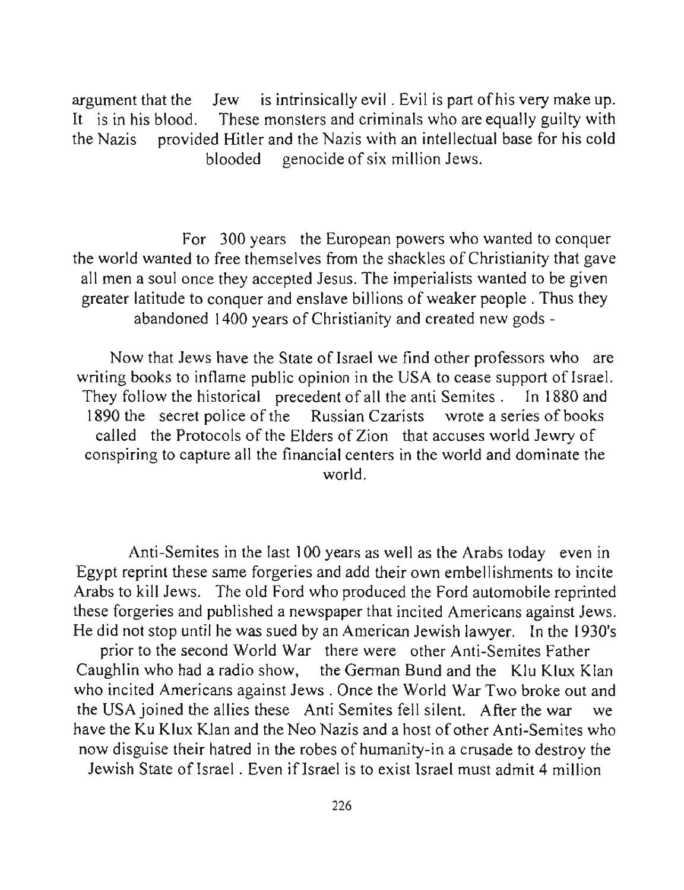argument that the Jew is intrinsically evil . Evil is part of his very make up. It is in his blood. These monsters and criminals who are equally guilty with the Nazis provided Hitler and the Nazis with an intellectual base for his cold blooded genocide of six million Jews.

For 300 years the European powers who wanted to conquer the world wanted to free themselves from the shackles of Christianity that gave all men a soul once they accepted Jesus. The imperialists wanted to be given greater latitude to conquer and enslave billions of weaker people . Thus they abandoned 1400 years of Christianity and created new gods -

Now that Jews have the State of Israel we find other professors who are writing books to inflame public opinion in the USA to cease support of Israel. They follow the historical precedent of all the anti Semites . In 1880 and 1890 the secret police of the Russian Czarists wrote a series of books called the Protocols of the Elders of Zion that accuses world Jewry of conspiring to capture all the financial centers in the world and dominate the world.

Anti-Semites in the last 100 years as well as the Arabs today even in Egypt reprint these same forgeries and add their own embellishments to incite Arabs to kill Jews. The old Ford who produced the Ford automobile reprinted these forgeries and published a newspaper that incited Americans against Jews. He did not stop until he was sued by an American Jewish lawyer. In the 1930's prior to the second World War there were other Anti-Semites Father Caughlin who had a radio show, the German Bund and the Klu Klux Klan who incited Americans against Jews . Once the World War Two broke out and the USA joined the allies these Anti Semites fell silent. After the war we have the Ku Klux Klan and the Neo Nazis and a host of other Anti-Semites who now disguise their hatred in the robes of humanity-in a crusade to destroy the Jewish State of Israel . Even if Israel is to exist Israel must admit 4 million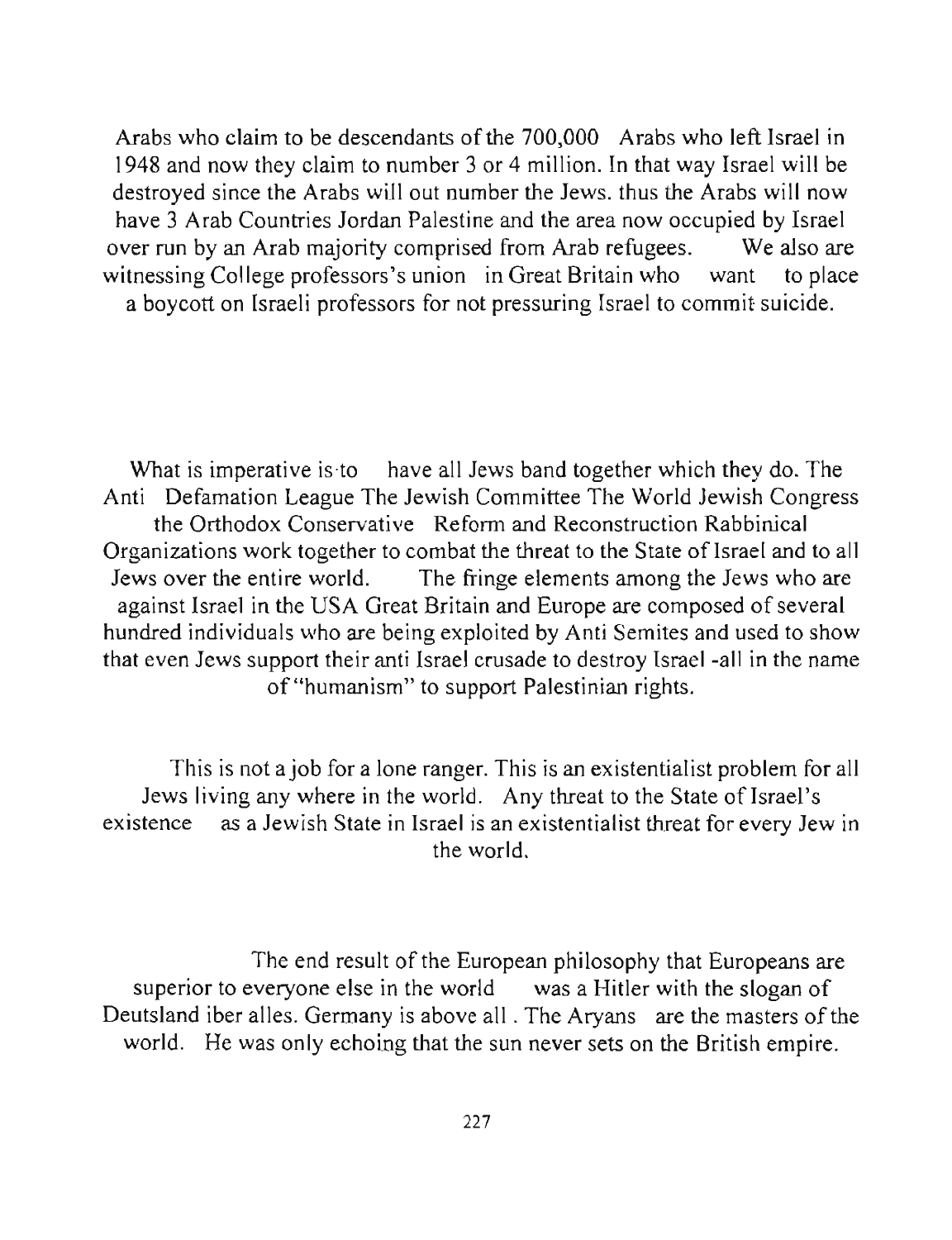Arabs who claim to be descendants of the 700,000 Arabs who left Israel in 1948 and now they claim to number 3 or 4 million. In that way Israel will be destroyed since the Arabs will out number the Jews. thus the Arabs will now have 3 Arab Countries Jordan Palestine and the area now occupied by Israel over run by an Arab majority comprised from Arab refugees. We also are witnessing College professors's union in Great Britain who want to place a boycott on Israeli professors for not pressuring Israel to commit suicide.

What is imperative is to have all Jews band together which they do. The Anti Defamation League The Jewish Committee The World Jewish Congress the Orthodox Conservative Reform and Reconstruction Rabbinical Organizations work together to combat the threat to the State of Israel and to all Jews over the entire world. The fringe elements among the Jews who are against Israel in the USA Great Britain and Europe are composed of several hundred individuals who are being exploited by Anti Semites and used to show that even Jews support their anti Israel crusade to destroy Israel -all in the name of "humanism" to support Palestinian rights.

This is not a job for a lone ranger. This is an existentialist problem for all Jews living any where in the world. Any threat to the State of Israel's existence as a Jewish State in Israel is an existentialist threat for every Jew in the world.

The end result of the European philosophy that Europeans are superior to everyone else in the world was a Hitler with the slogan of Deutsland iber alles. Germany is above all . The Aryans are the masters of the world. He was only echoing that the sun never sets on the British empire.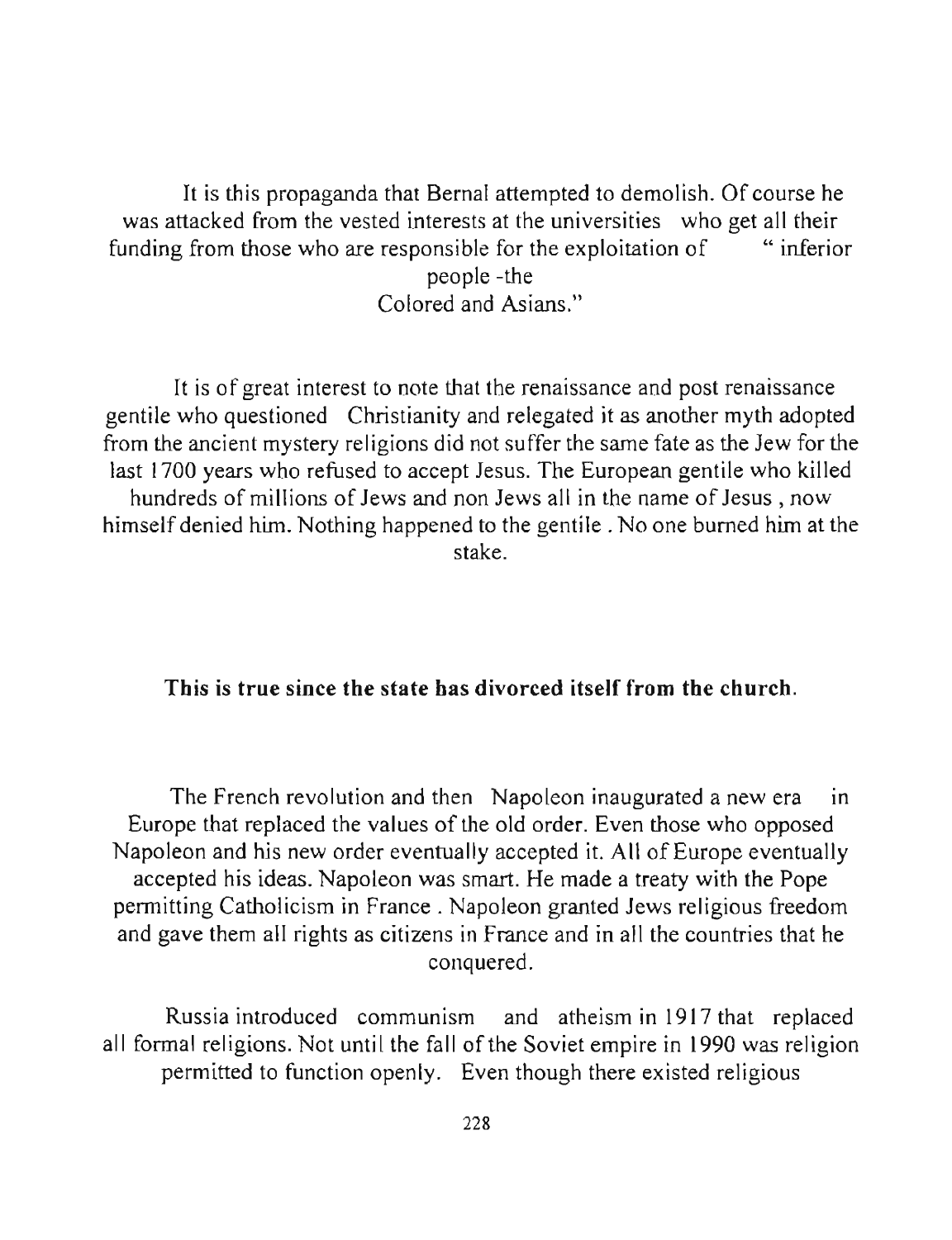It is this propaganda that Bernal attempted to demolish. Of course he was attacked from the vested interests at the universities who get all their funding from those who are responsible for the exploitation of " inferior people -the Colored and Asians."

It is of great interest to note that the renaissance and post renaissance gentile who questioned Christianity and relegated it as another myth adopted from the ancient mystery religions did not suffer the same fate as the Jew for the last 1700 years who refused to accept Jesus. The European gentile who killed hundreds of millions of Jews and non Jews all in the name of Jesus , now himself denied him. Nothing happened to the gentile . No one burned him at the stake.

**This is true since the state has divorced itself from the church.**

The French revolution and then Napoleon inaugurated a new era in Europe that replaced the values of the old order. Even those who opposed Napoleon and his new order eventually accepted it. All of Europe eventually accepted his ideas. Napoleon was smart. He made a treaty with the Pope permitting Catholicism in France . Napoleon granted Jews religious freedom and gave them all rights as citizens in France and in all the countries that he conquered.

Russia introduced communism and atheism in 1917 that replaced all formal religions. Not until the fall of the Soviet empire in 1990 was religion permitted to function openly. Even though there existed religious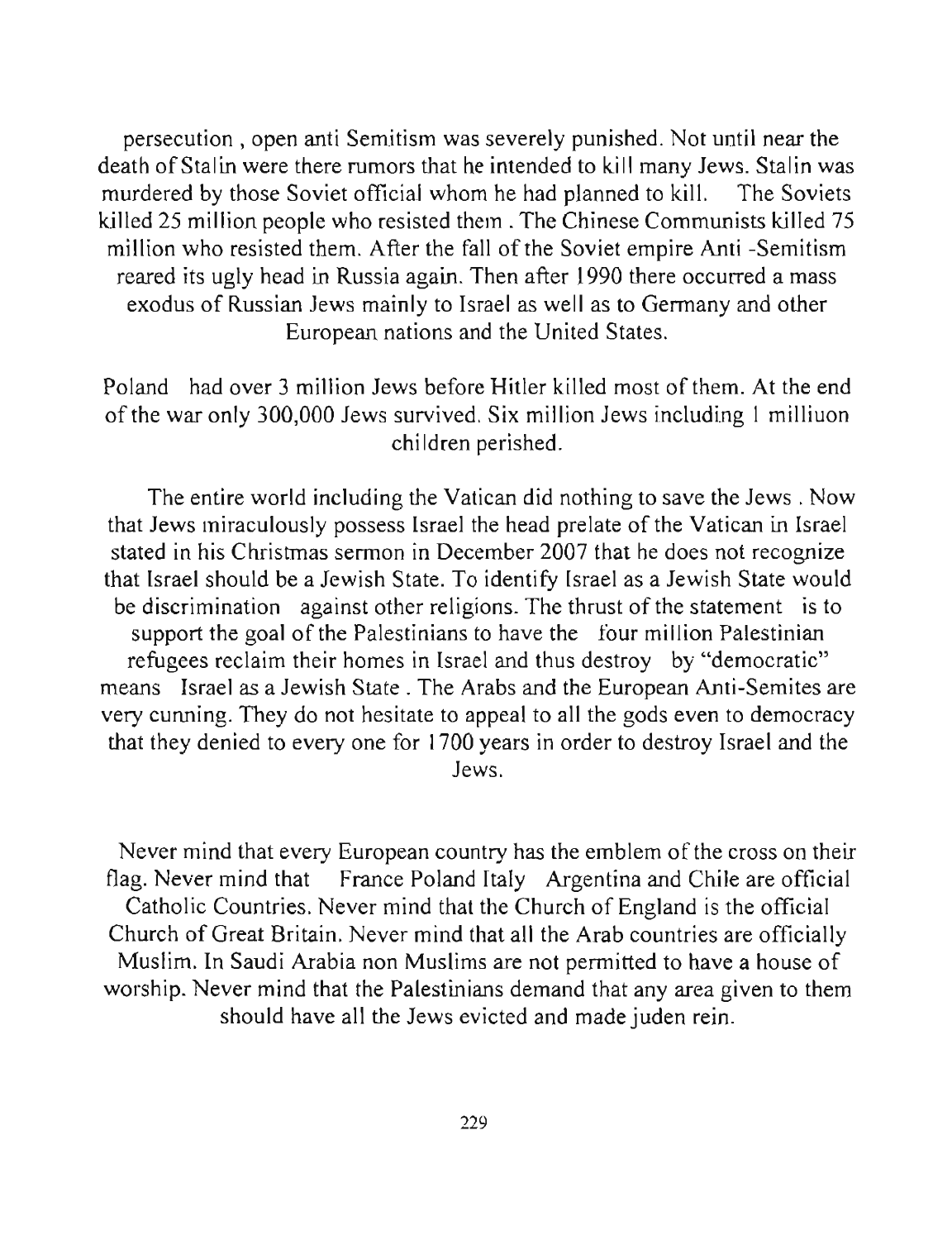persecution , open anti Semitism was severely punished. Not until near the death of Stalin were there rumors that he intended to kill many Jews. Stalin was murdered by those Soviet official whom he had planned to kill. The Soviets killed 25 million people who resisted them . The Chinese Communists killed 75 million who resisted them. After the fall of the Soviet empire Anti -Semitism reared its ugly head in Russia again. Then after 1990 there occurred a mass exodus of Russian Jews mainly to Israel as well as to Germany and other European nations and the United States.

Poland had over 3 million Jews before Hitler killed most of them. At the end of the war only 300,000 Jews survived. Six million Jews including 1 milliuon children perished.

The entire world including the Vatican did nothing to save the Jews . Now that Jews miraculously possess Israel the head prelate of the Vatican in Israel stated in his Christmas sermon in December 2007 that he does not recognize that Israel should be a Jewish State. To identify Israel as a Jewish State would be discrimination against other religions. The thrust of the statement is to support the goal of the Palestinians to have the four million Palestinian refugees reclaim their homes in Israel and thus destroy by "democratic" means Israel as a Jewish State . The Arabs and the European Anti-Semites are very cunning. They do not hesitate to appeal to all the gods even to democracy that they denied to every one for 1700 years in order to destroy Israel and the Jews.

Never mind that every European country has the emblem of the cross on their flag. Never mind that France Poland Italy Argentina and Chile are official Catholic Countries. Never mind that the Church of England is the official Church of Great Britain. Never mind that all the Arab countries are officially Muslim. In Saudi Arabia non Muslims are not permitted to have a house of worship. Never mind that the Palestinians demand that any area given to them should have all the Jews evicted and made juden rein.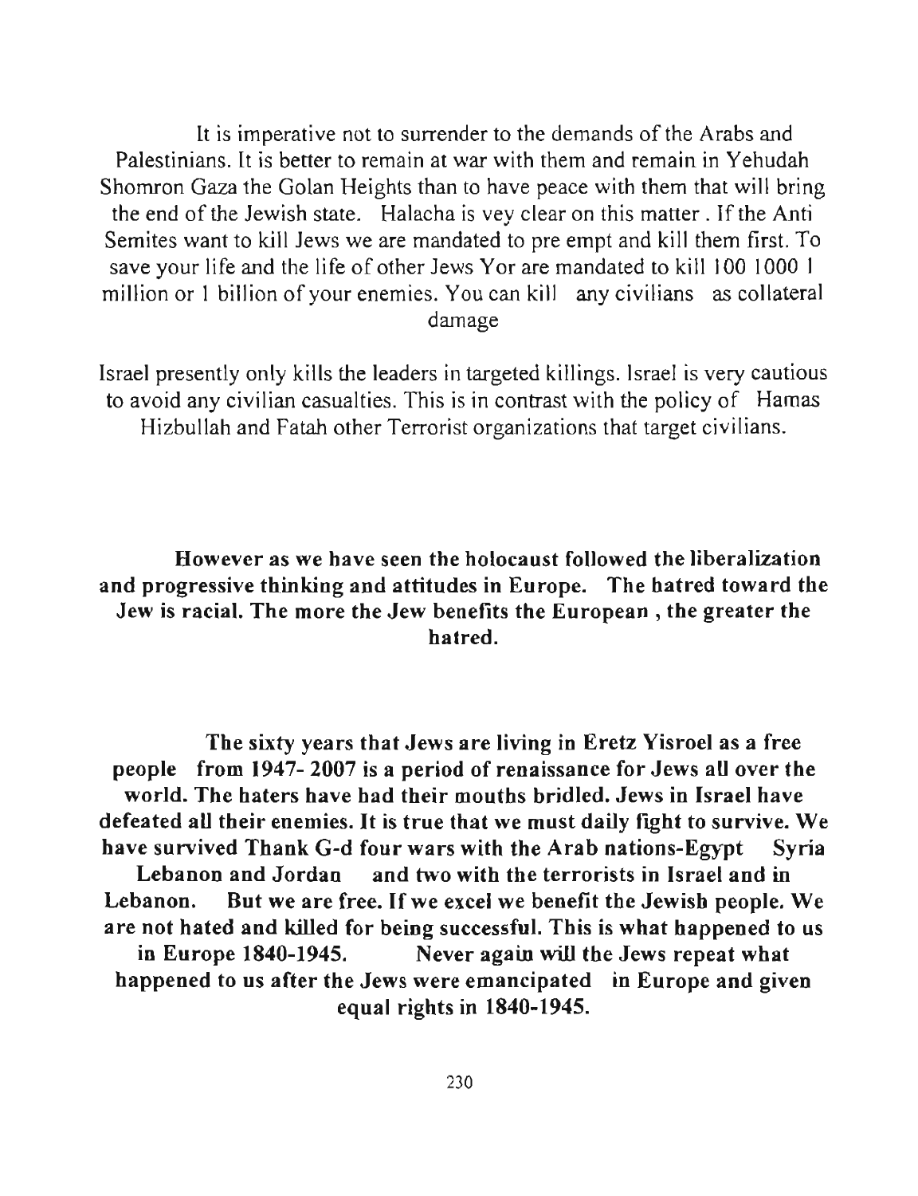It is imperative not to surrender to the demands of the Arabs and Palestinians. It is better to remain at war with them and remain in Yehudah Shomron Gaza the Golan Heights than to have peace with them that will bring the end of the Jewish state. Halacha is vey clear on this matter . If the Anti Semites want to kill Jews we are mandated to pre empt and kill them first. To save your life and the life of other Jews Yor are mandated to kill 100 1000 1 million or 1 billion of your enemies. You can kill any civilians as collateral damage

Israel presently only kills the leaders in targeted killings. Israel is very cautious to avoid any civilian casualties. This is in contrast with the policy of Hamas Hizbullah and Fatah other Terrorist organizations that target civilians.

**However as we have seen the holocaust followed the liberalization and progressive thinking and attitudes in Europe. The hatred toward the Jew is racial. The more the Jew benefits the European , the greater the hatred.**

**The sixty years that Jews are living in Eretz Yisroel as a free people from 1947- 2007 is a period of renaissance for Jews all over the world. The haters have had their mouths bridled. Jews in Israel have defeated all their enemies. It is true that we must daily fight to survive. We have survived Thank G-d four wars with the Arab nations-Egypt Syria Lebanon and Jordan and two with the terrorists in Israel and in Lebanon. But we are free. If we excel we benefit the Jewish people. We are not hated and killed for being successful. This is what happened to us in Europe 1840-1945. Never again will the Jews repeat what happened to us after the Jews were emancipated in Europe and given equal rights in 1840-1945.**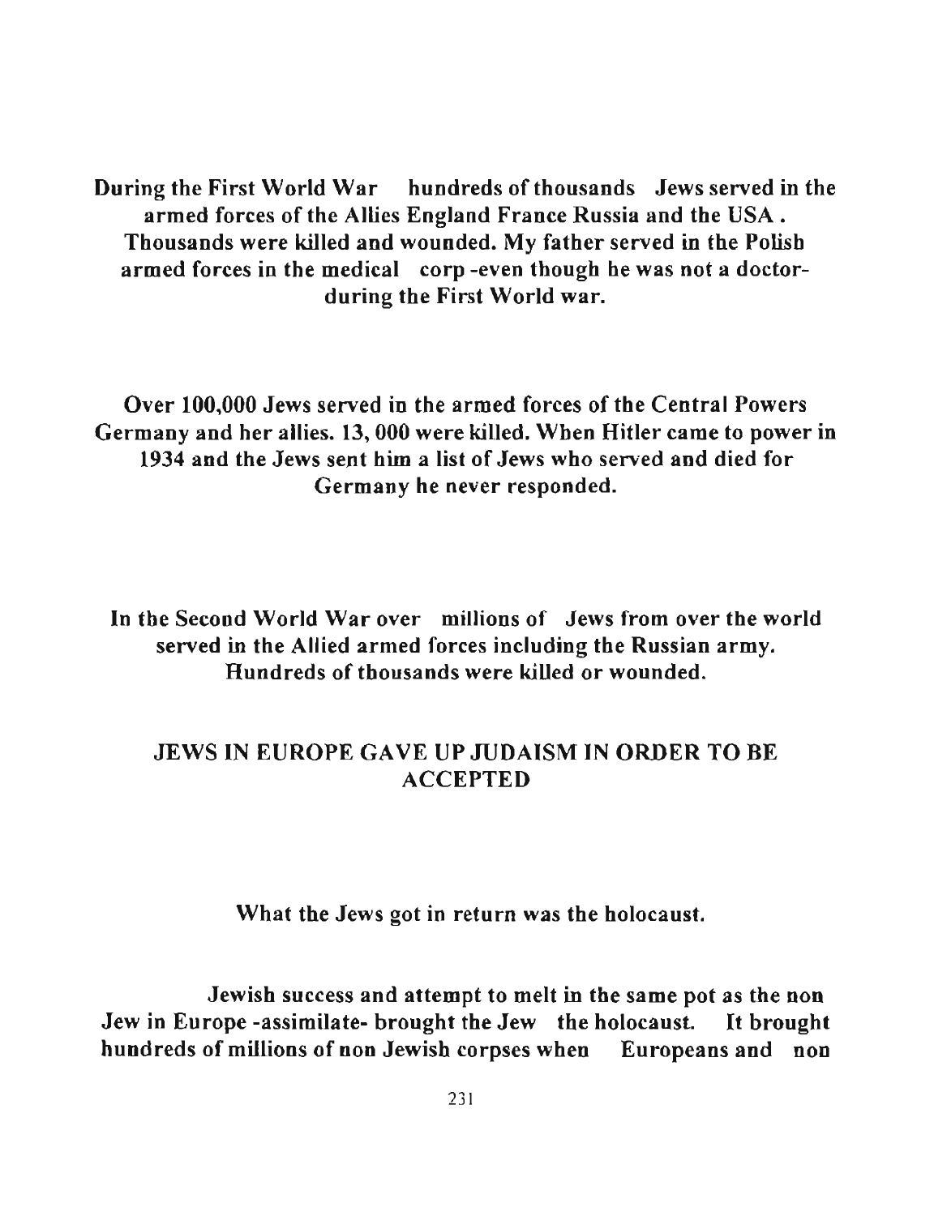During the First World War hundreds of thousands Jews served in the armed forces of the Allies England France Russia and the USA . Thousands were killed and wounded. My father served in the Polish armed forces in the medical corp -even though he was not a doctor- during the First World war.

Over 100,000 Jews served in the armed forces of the Central Powers Germany and her allies. 13, 000 were killed. When Hitler came to power in 1934 and the Jews sent him a list of Jews who served and died for Germany he never responded.

In the Second World War over millions of Jews from over the world served in the Allied armed forces including the Russian army. Hundreds of thousands were killed or wounded.

## JEWS IN EUROPE GAVE UP JUDAISM IN ORDER TO BE ACCEPTED

What the Jews got in return was the holocaust.

Jewish success and attempt to melt in the same pot as the non Jew in Europe -assimilate- brought the Jew the holocaust. It brought hundreds of millions of non Jewish corpses when Europeans and non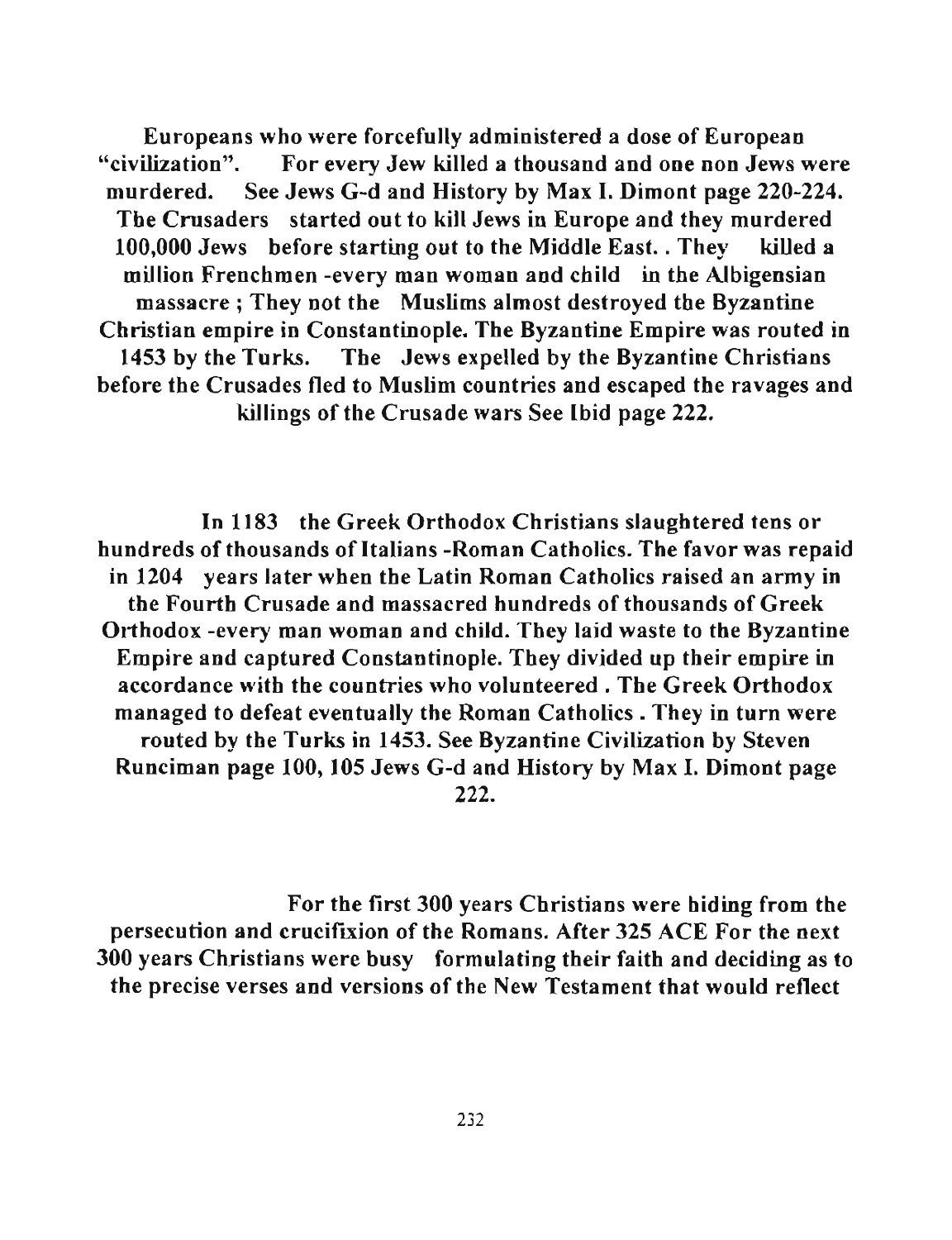Europeans who were forcefully administered a dose of European "civilization". For every Jew killed a thousand and one non Jews were murdered. See Jews G-d and History by Max I. Dimont page 220-224. The Crusaders started out to kill Jews in Europe and they murdered 100,000 Jews before starting out to the Middle East. . They killed a million Frenchmen -every man woman and child in the Albigensian massacre ; They not the Muslims almost destroyed the Byzantine Christian empire in Constantinople. The Byzantine Empire was routed in 1453 by the Turks. The Jews expelled by the Byzantine Christians before the Crusades fled to Muslim countries and escaped the ravages and killings of the Crusade wars See Ibid page 222.

In 1183 the Greek Orthodox Christians slaughtered tens or hundreds of thousands of Italians -Roman Catholics. The favor was repaid in 1204 years later when the Latin Roman Catholics raised an army in the Fourth Crusade and massacred hundreds of thousands of Greek Orthodox -every man woman and child. They laid waste to the Byzantine Empire and captured Constantinople. They divided up their empire in accordance with the countries who volunteered . The Greek Orthodox managed to defeat eventually the Roman Catholics . They in turn were routed by the Turks in 1453. See Byzantine Civilization by Steven Runciman page 100, 105 Jews G-d and History by Max I. Dimont page 222.

For the first 300 years Christians were hiding from the persecution and crucifixion of the Romans. After 325 ACE For the next 300 years Christians were busy formulating their faith and deciding as to the precise verses and versions of the New Testament that would reflect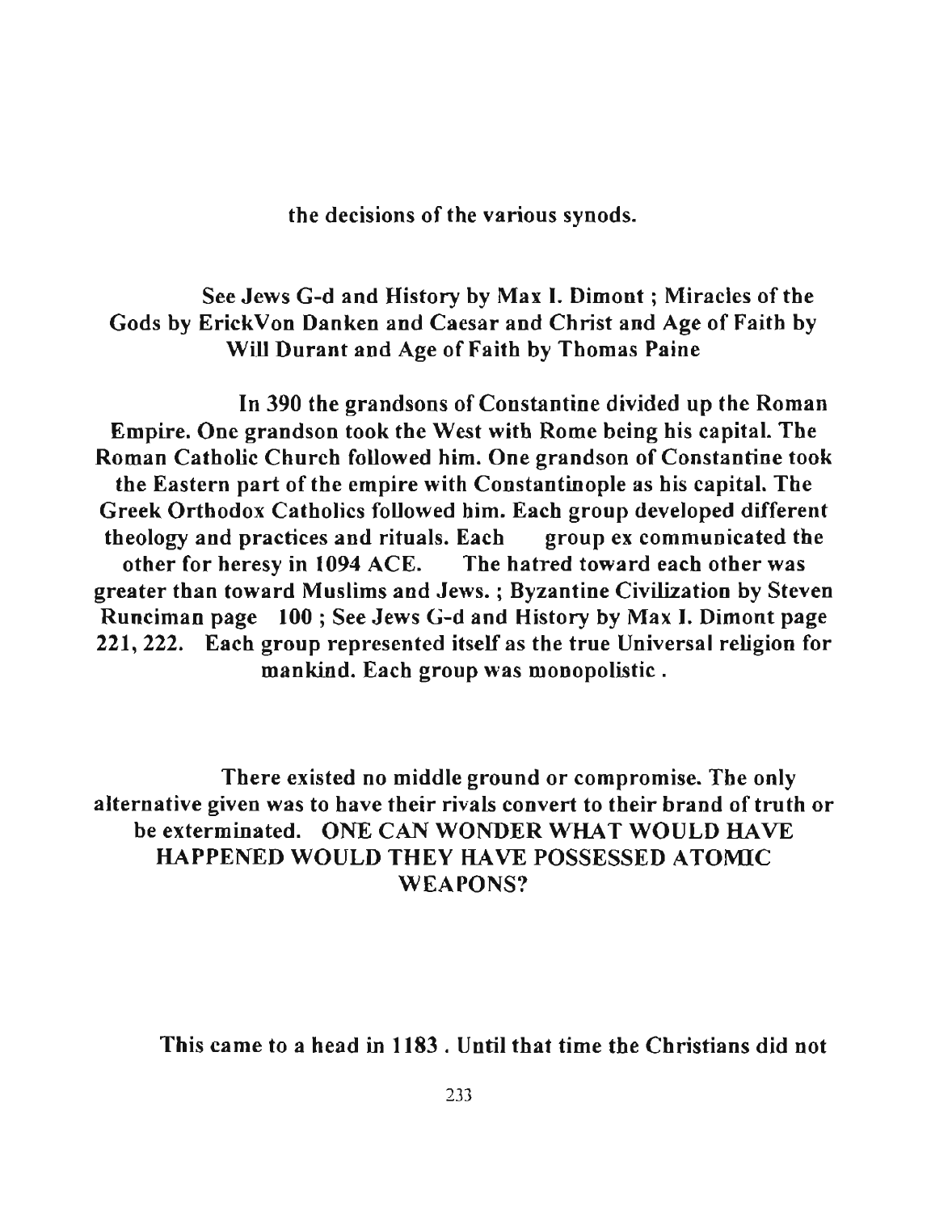**the decisions of the various synods.**

**See Jews G-d and History by Max I. Dimont ; Miracles of the Gods by ErickVon Danken and Caesar and Christ and Age of Faith by Will Durant and Age of Faith by Thomas Paine**

**In 390 the grandsons of Constantine divided up the Roman Empire. One grandson took the West with Rome being his capital. The Roman Catholic Church followed him. One grandson of Constantine took the Eastern part of the empire with Constantinople as his capital. The Greek Orthodox Catholics followed him. Each group developed different theology and practices and rituals. Each group ex communicated the other for heresy in 1094 ACE. The hatred toward each other was greater than toward Muslims and Jews. ; Byzantine Civilization by Steven Runciman page 100 ; See Jews G-d and History by Max I. Dimont page 221, 222. Each group represented itself as the true Universal religion for mankind. Each group was monopolistic .**

**There existed no middle ground or compromise. The only alternative given was to have their rivals convert to their brand of truth or be exterminated. ONE CAN WONDER WHAT WOULD HAVE HAPPENED WOULD THEY HAVE POSSESSED ATOMIC WEAPONS?**

**This came to a head in 1183 . Until that time the Christians did not**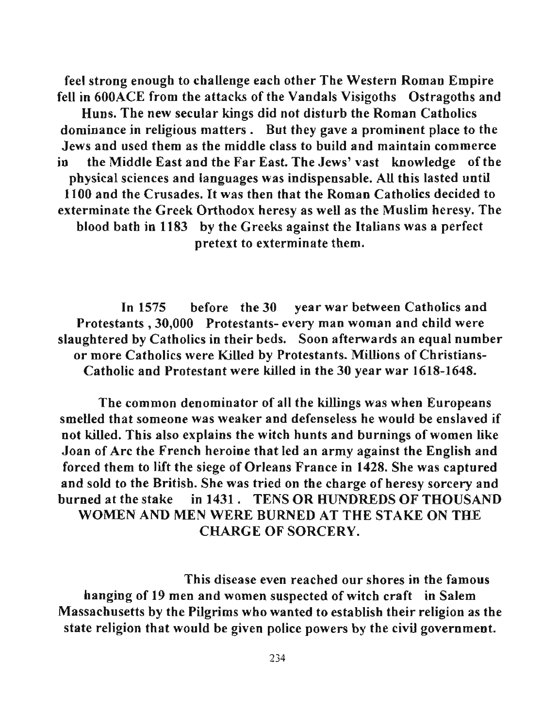feel strong enough to challenge each other The Western Roman Empire fell in 600ACE from the attacks of the Vandals Visigoths Ostragoths and Huns. The new secular kings did not disturb the Roman Catholics dominance in religious matters . But they gave a prominent place to the Jews and used them as the middle class to build and maintain commerce in the Middle East and the Far East. The Jews' vast knowledge of the physical sciences and languages was indispensable. All this lasted until 1100 and the Crusades. It was then that the Roman Catholics decided to exterminate the Greek Orthodox heresy as well as the Muslim heresy. The blood bath in 1183 by the Greeks against the Italians was a perfect pretext to exterminate them.

In 1575 before the 30 year war between Catholics and Protestants , 30,000 Protestants- every man woman and child were slaughtered by Catholics in their beds. Soon afterwards an equal number or more Catholics were Killed by Protestants. Millions of Christians- Catholic and Protestant were killed in the 30 year war 1618-1648.

The common denominator of all the killings was when Europeans smelled that someone was weaker and defenseless he would be enslaved if not killed. This also explains the witch hunts and burnings of women like Joan of Arc the French heroine that led an army against the English and forced them to lift the siege of Orleans France in 1428. She was captured and sold to the British. She was tried on the charge of heresy sorcery and burned at the stake in 1431 . TENS OR HUNDREDS OF THOUSAND WOMEN AND MEN WERE BURNED AT THE STAKE ON THE CHARGE OF SORCERY.

This disease even reached our shores in the famous hanging of 19 men and women suspected of witch craft in Salem Massachusetts by the Pilgrims who wanted to establish their religion as the state religion that would be given police powers by the civil government.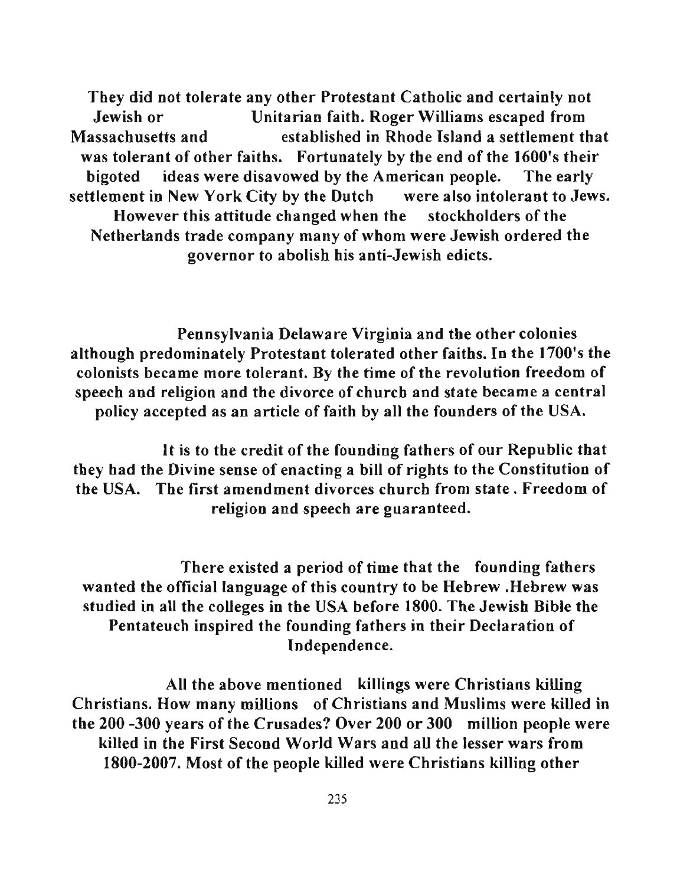They did not tolerate any other Protestant Catholic and certainly not Jewish or Unitarian faith. Roger Williams escaped from Massachusetts and established in Rhode Island a settlement that was tolerant of other faiths. Fortunately by the end of the 1600's their bigoted ideas were disavowed by the American people. The early settlement in New York City by the Dutch were also intolerant to Jews. However this attitude changed when the stockholders of the Netherlands trade company many of whom were Jewish ordered the governor to abolish his anti-Jewish edicts.

Pennsylvania Delaware Virginia and the other colonies although predominately Protestant tolerated other faiths. In the 1700's the colonists became more tolerant. By the time of the revolution freedom of speech and religion and the divorce of church and state became a central policy accepted as an article of faith by all the founders of the USA.

It is to the credit of the founding fathers of our Republic that they had the Divine sense of enacting a bill of rights to the Constitution of the USA. The first amendment divorces church from state . Freedom of religion and speech are guaranteed.

There existed a period of time that the founding fathers wanted the official language of this country to be Hebrew .Hebrew was studied in all the colleges in the USA before 1800. The Jewish Bible the Pentateuch inspired the founding fathers in their Declaration of Independence.

All the above mentioned killings were Christians killing Christians. How many millions of Christians and Muslims were killed in the 200 -300 years of the Crusades? Over 200 or 300 million people were killed in the First Second World Wars and all the lesser wars from 1800-2007. Most of the people killed were Christians killing other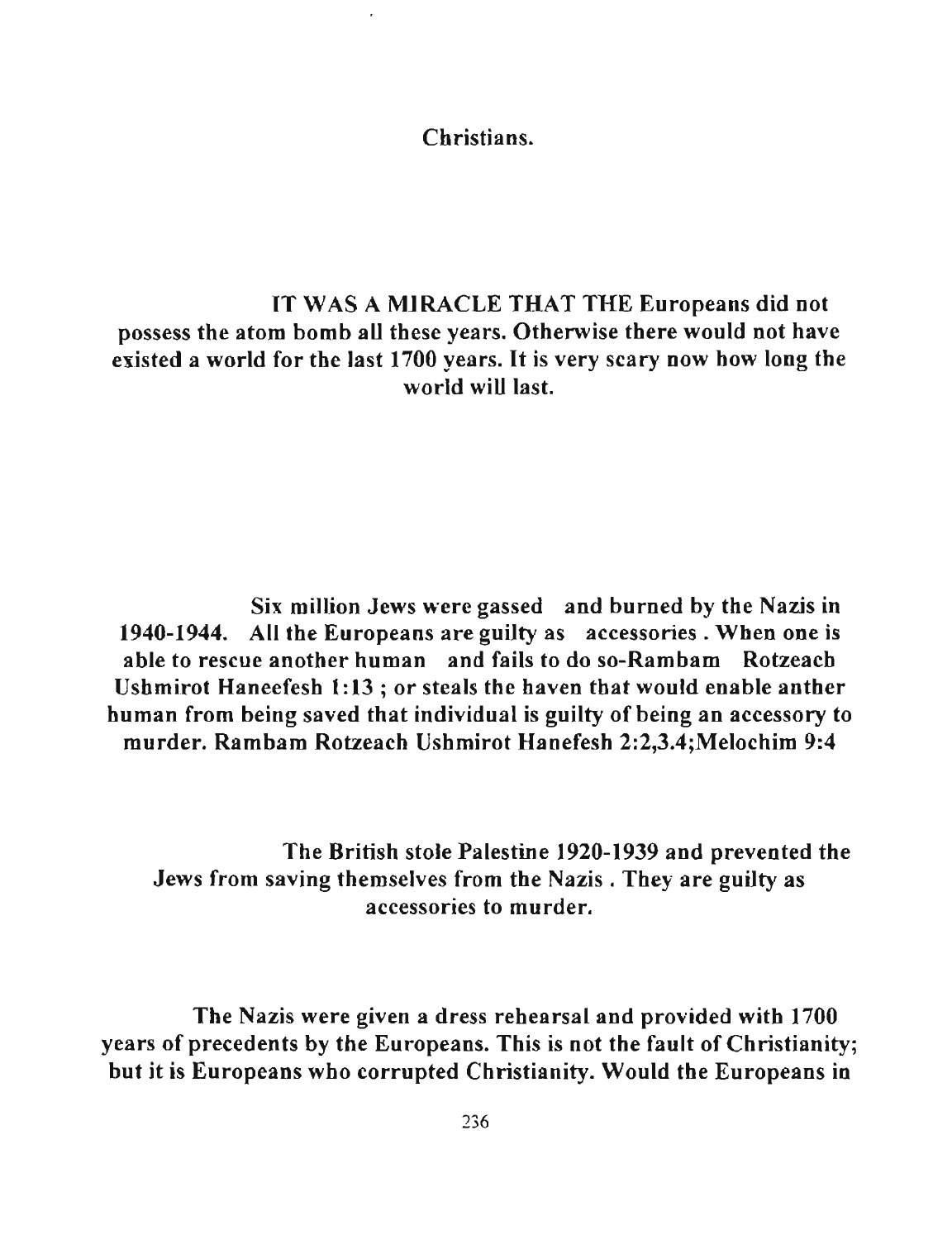Christians.

IT WAS A MIRACLE THAT THE Europeans did not possess the atom bomb all these years. Otherwise there would not have existed a world for the last 1700 years. It is very scary now how long the world will last.

Six million Jews were gassed and burned by the Nazis in 1940-1944. All the Europeans are guilty as accessories . When one is able to rescue another human and fails to do so-Rambam Rotzeach Ushmirot Haneefesh 1:13 ; or steals the haven that would enable anther human from being saved that individual is guilty of being an accessory to murder. Rambam Rotzeach Ushmirot Hanefesh 2:2,3.4;Melochim 9:4

The British stole Palestine 1920-1939 and prevented the Jews from saving themselves from the Nazis . They are guilty as accessories to murder.

The Nazis were given a dress rehearsal and provided with 1700 years of precedents by the Europeans. This is not the fault of Christianity; but it is Europeans who corrupted Christianity. Would the Europeans in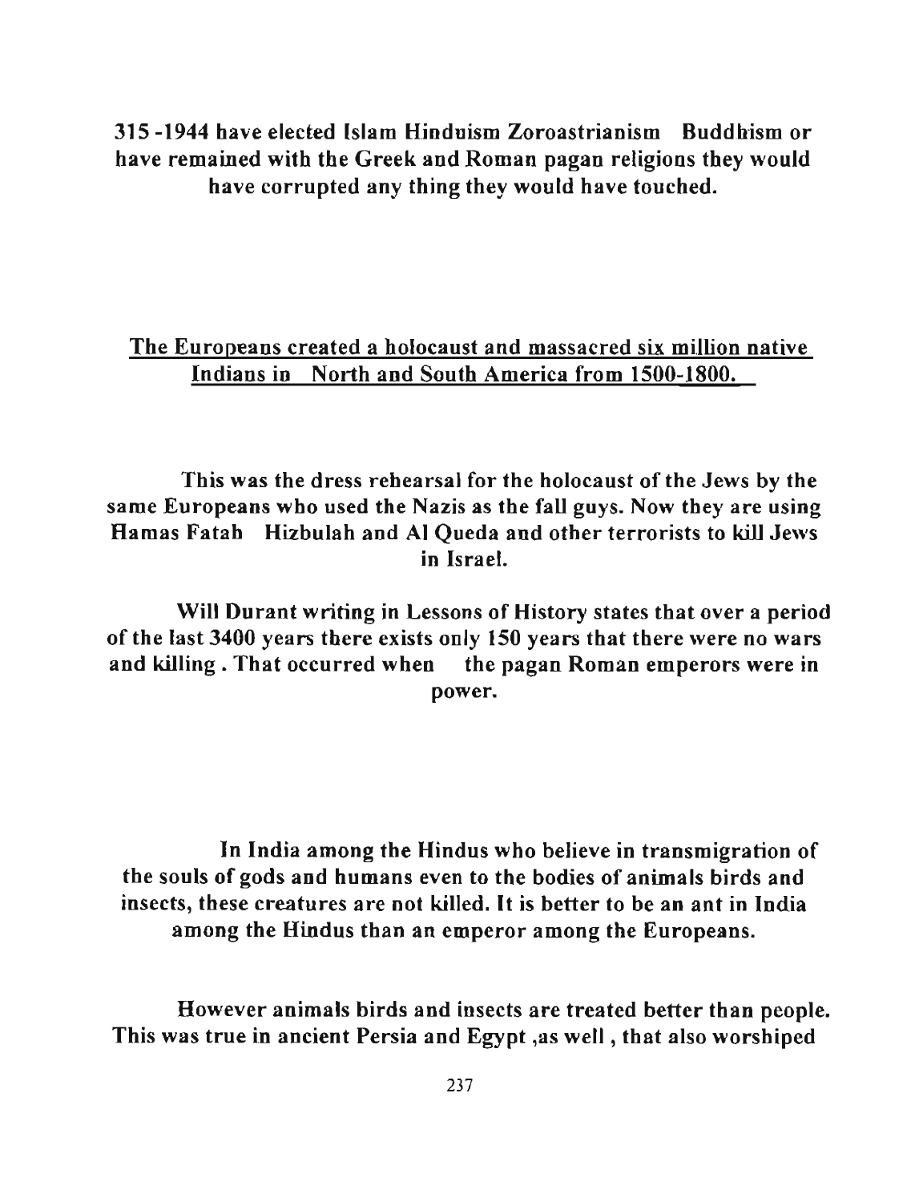315 -1944 have elected Islam Hinduism Zoroastrianism Buddhism or have remained with the Greek and Roman pagan religions they would have corrupted any thing they would have touched.

<u>The Europeans created a holocaust and massacred six million native Indians in North and South America from 1500-1800.</u>

This was the dress rehearsal for the holocaust of the Jews by the same Europeans who used the Nazis as the fall guys. Now they are using Hamas Fatah Hizbulah and Al Queda and other terrorists to kill Jews in Israel.

Will Durant writing in Lessons of History states that over a period of the last 3400 years there exists only 150 years that there were no wars and killing . That occurred when the pagan Roman emperors were in power.

In India among the Hindus who believe in transmigration of the souls of gods and humans even to the bodies of animals birds and insects, these creatures are not killed. It is better to be an ant in India among the Hindus than an emperor among the Europeans.

However animals birds and insects are treated better than people. This was true in ancient Persia and Egypt ,as well , that also worshiped